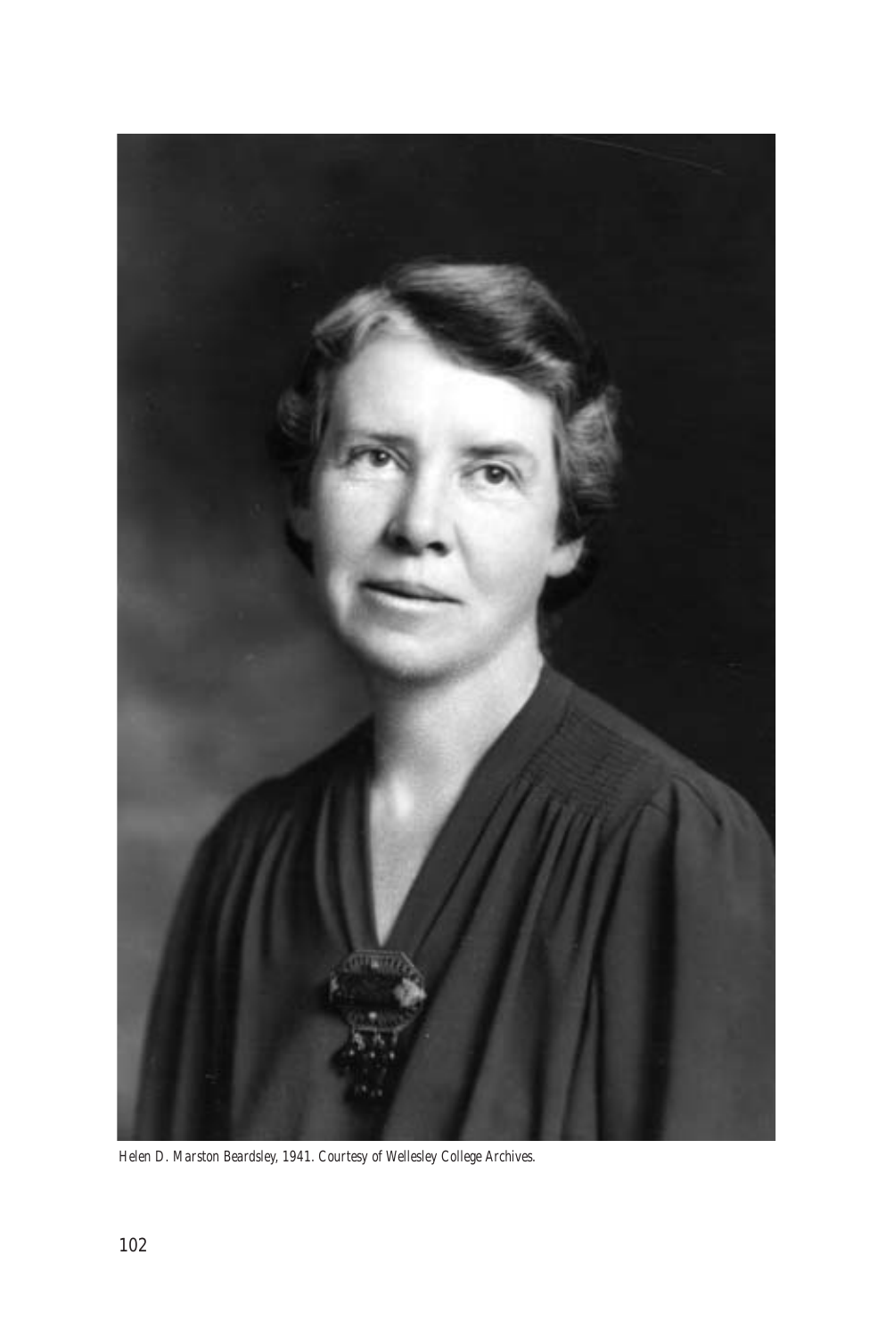*Helen D. Marston Beardsley, 1941. Courtesy of Wellesley College Archives.*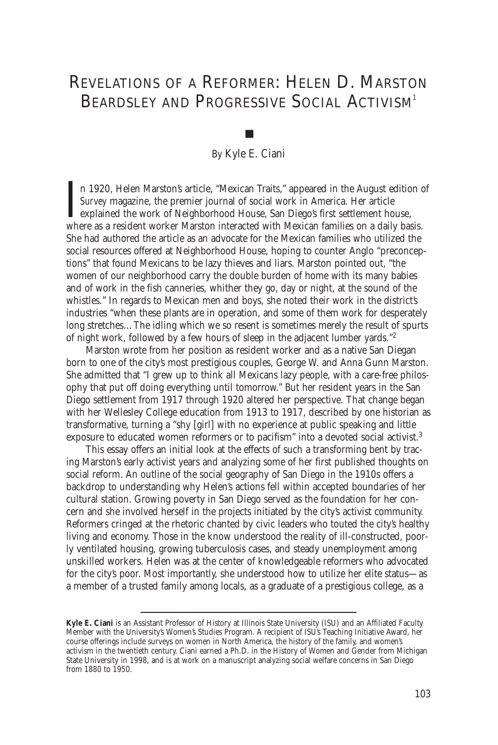# REVELATIONS OF A REFORMER: HELEN D. MARSTON BEARDSLEY AND PROGRESSIVE SOCIAL ACTIVISM[1]

By Kyle E. Ciani

In 1920, Helen Marston's article, "Mexican Traits," appeared in the August edition of *Survey* magazine, the premier journal of social work in America. Her article explained the work of Neighborhood House, San Diego's first settlement house, where as a resident worker Marston interacted with Mexican families on a daily basis. She had authored the article as an advocate for the Mexican families who utilized the social resources offered at Neighborhood House, hoping to counter Anglo "preconceptions" that found Mexicans to be lazy thieves and liars. Marston pointed out, "the women of our neighborhood carry the double burden of home with its many babies and of work in the fish canneries, whither they go, day or night, at the sound of the whistles." In regards to Mexican men and boys, she noted their work in the district's industries "when these plants are in operation, and some of them work for desperately long stretches…The idling which we so resent is sometimes merely the result of spurts of night work, followed by a few hours of sleep in the adjacent lumber yards."[2]

Marston wrote from her position as resident worker and as a native San Diegan born to one of the city's most prestigious couples, George W. and Anna Gunn Marston. She admitted that "I grew up to think all Mexicans lazy people, with a care-free philosophy that put off doing everything until tomorrow." But her resident years in the San Diego settlement from 1917 through 1920 altered her perspective. That change began with her Wellesley College education from 1913 to 1917, described by one historian as transformative, turning a "shy [girl] with no experience at public speaking and little exposure to educated women reformers or to pacifism" into a devoted social activist.[3]

This essay offers an initial look at the effects of such a transforming bent by tracing Marston's early activist years and analyzing some of her first published thoughts on social reform. An outline of the social geography of San Diego in the 1910s offers a backdrop to understanding why Helen's actions fell within accepted boundaries of her cultural station. Growing poverty in San Diego served as the foundation for her concern and she involved herself in the projects initiated by the city's activist community. Reformers cringed at the rhetoric chanted by civic leaders who touted the city's healthy living and economy. Those in the know understood the reality of ill-constructed, poorly ventilated housing, growing tuberculosis cases, and steady unemployment among unskilled workers. Helen was at the center of knowledgeable reformers who advocated for the city's poor. Most importantly, she understood how to utilize her elite status—as a member of a trusted family among locals, as a graduate of a prestigious college, as a

---

**Kyle E. Ciani** is an Assistant Professor of History at Illinois State University (ISU) and an Affiliated Faculty Member with the University's Women's Studies Program. A recipient of ISU's Teaching Initiative Award, her course offerings include surveys on women in North America, the history of the family, and women's activism in the twentieth century. Ciani earned a Ph.D. in the History of Women and Gender from Michigan State University in 1998, and is at work on a manuscript analyzing social welfare concerns in San Diego from 1880 to 1950.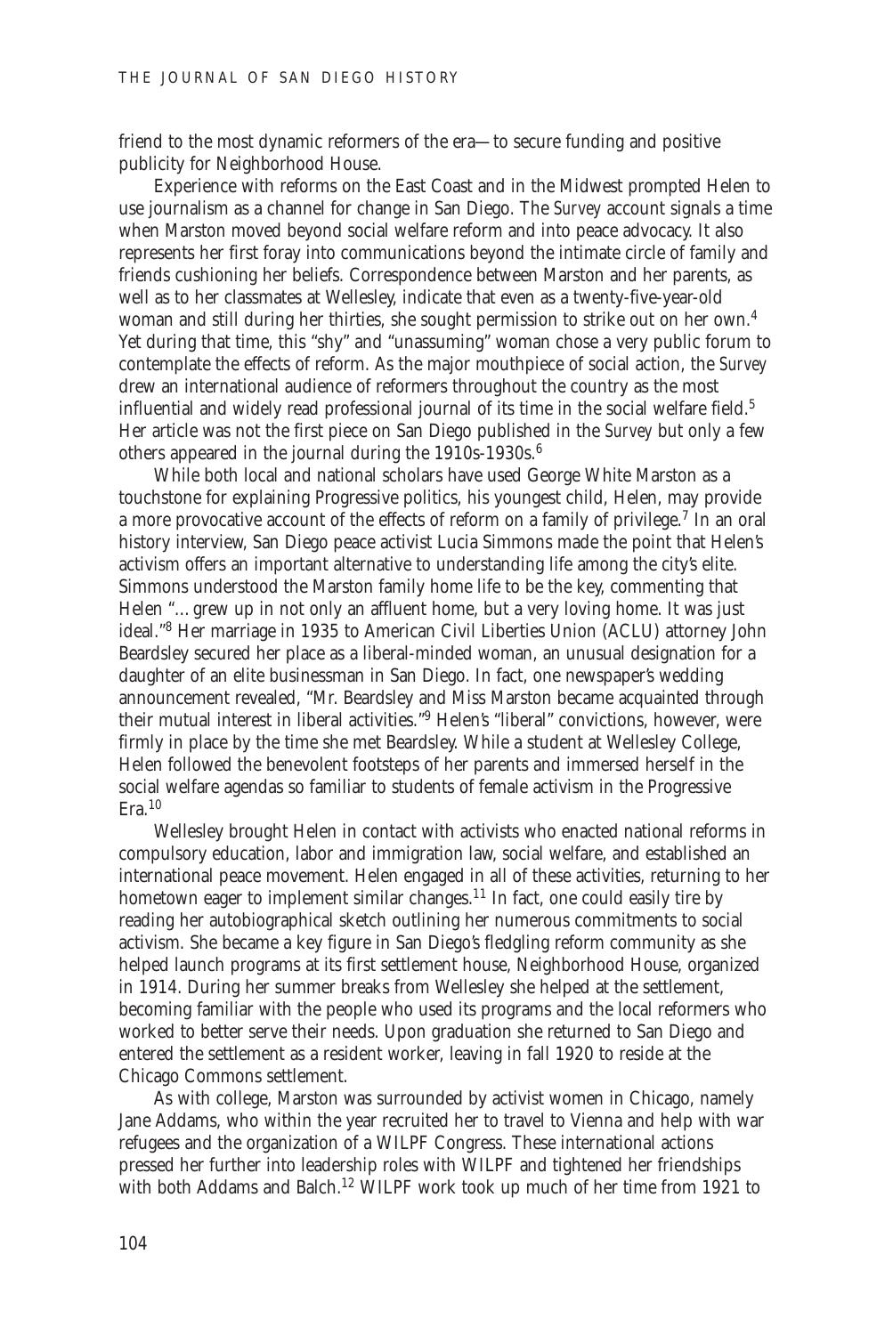friend to the most dynamic reformers of the era—to secure funding and positive publicity for Neighborhood House.

Experience with reforms on the East Coast and in the Midwest prompted Helen to use journalism as a channel for change in San Diego. The *Survey* account signals a time when Marston moved beyond social welfare reform and into peace advocacy. It also represents her first foray into communications beyond the intimate circle of family and friends cushioning her beliefs. Correspondence between Marston and her parents, as well as to her classmates at Wellesley, indicate that even as a twenty-five-year-old woman and still during her thirties, she sought permission to strike out on her own.[4] Yet during that time, this "shy" and "unassuming" woman chose a very public forum to contemplate the effects of reform. As the major mouthpiece of social action, the *Survey* drew an international audience of reformers throughout the country as the most influential and widely read professional journal of its time in the social welfare field.[5] Her article was not the first piece on San Diego published in the *Survey* but only a few others appeared in the journal during the 1910s-1930s.[6]

While both local and national scholars have used George White Marston as a touchstone for explaining Progressive politics, his youngest child, Helen, may provide a more provocative account of the effects of reform on a family of privilege.[7] In an oral history interview, San Diego peace activist Lucia Simmons made the point that Helen's activism offers an important alternative to understanding life among the city's elite. Simmons understood the Marston family home life to be the key, commenting that Helen "…grew up in not only an affluent home, but a very loving home. It was just ideal."[8] Her marriage in 1935 to American Civil Liberties Union (ACLU) attorney John Beardsley secured her place as a liberal-minded woman, an unusual designation for a daughter of an elite businessman in San Diego. In fact, one newspaper's wedding announcement revealed, "Mr. Beardsley and Miss Marston became acquainted through their mutual interest in liberal activities."[9] Helen's "liberal" convictions, however, were firmly in place by the time she met Beardsley. While a student at Wellesley College, Helen followed the benevolent footsteps of her parents and immersed herself in the social welfare agendas so familiar to students of female activism in the Progressive Era.[10]

Wellesley brought Helen in contact with activists who enacted national reforms in compulsory education, labor and immigration law, social welfare, and established an international peace movement. Helen engaged in all of these activities, returning to her hometown eager to implement similar changes.[11] In fact, one could easily tire by reading her autobiographical sketch outlining her numerous commitments to social activism. She became a key figure in San Diego's fledgling reform community as she helped launch programs at its first settlement house, Neighborhood House, organized in 1914. During her summer breaks from Wellesley she helped at the settlement, becoming familiar with the people who used its programs and the local reformers who worked to better serve their needs. Upon graduation she returned to San Diego and entered the settlement as a resident worker, leaving in fall 1920 to reside at the Chicago Commons settlement.

As with college, Marston was surrounded by activist women in Chicago, namely Jane Addams, who within the year recruited her to travel to Vienna and help with war refugees and the organization of a WILPF Congress. These international actions pressed her further into leadership roles with WILPF and tightened her friendships with both Addams and Balch.[12] WILPF work took up much of her time from 1921 to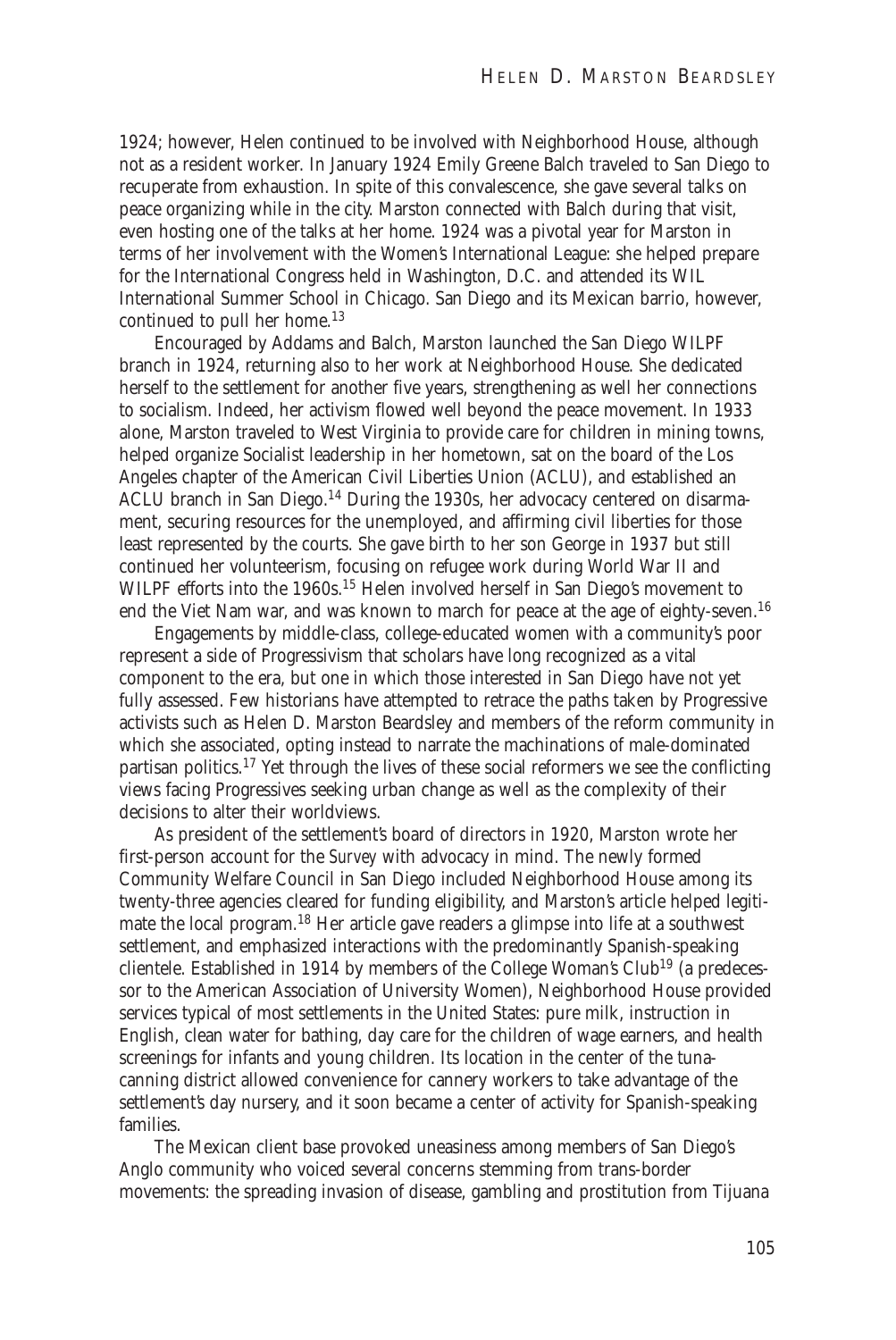1924; however, Helen continued to be involved with Neighborhood House, although not as a resident worker. In January 1924 Emily Greene Balch traveled to San Diego to recuperate from exhaustion. In spite of this convalescence, she gave several talks on peace organizing while in the city. Marston connected with Balch during that visit, even hosting one of the talks at her home. 1924 was a pivotal year for Marston in terms of her involvement with the Women's International League: she helped prepare for the International Congress held in Washington, D.C. and attended its WIL International Summer School in Chicago. San Diego and its Mexican barrio, however, continued to pull her home.[13]

Encouraged by Addams and Balch, Marston launched the San Diego WILPF branch in 1924, returning also to her work at Neighborhood House. She dedicated herself to the settlement for another five years, strengthening as well her connections to socialism. Indeed, her activism flowed well beyond the peace movement. In 1933 alone, Marston traveled to West Virginia to provide care for children in mining towns, helped organize Socialist leadership in her hometown, sat on the board of the Los Angeles chapter of the American Civil Liberties Union (ACLU), and established an ACLU branch in San Diego.[14] During the 1930s, her advocacy centered on disarmament, securing resources for the unemployed, and affirming civil liberties for those least represented by the courts. She gave birth to her son George in 1937 but still continued her volunteerism, focusing on refugee work during World War II and WILPF efforts into the 1960s.[15] Helen involved herself in San Diego's movement to end the Viet Nam war, and was known to march for peace at the age of eighty-seven.[16]

Engagements by middle-class, college-educated women with a community's poor represent a side of Progressivism that scholars have long recognized as a vital component to the era, but one in which those interested in San Diego have not yet fully assessed. Few historians have attempted to retrace the paths taken by Progressive activists such as Helen D. Marston Beardsley and members of the reform community in which she associated, opting instead to narrate the machinations of male-dominated partisan politics.[17] Yet through the lives of these social reformers we see the conflicting views facing Progressives seeking urban change as well as the complexity of their decisions to alter their worldviews.

As president of the settlement's board of directors in 1920, Marston wrote her first-person account for the *Survey* with advocacy in mind. The newly formed Community Welfare Council in San Diego included Neighborhood House among its twenty-three agencies cleared for funding eligibility, and Marston's article helped legitimate the local program.[18] Her article gave readers a glimpse into life at a southwest settlement, and emphasized interactions with the predominantly Spanish-speaking clientele. Established in 1914 by members of the College Woman's Club[19] (a predecessor to the American Association of University Women), Neighborhood House provided services typical of most settlements in the United States: pure milk, instruction in English, clean water for bathing, day care for the children of wage earners, and health screenings for infants and young children. Its location in the center of the tuna-canning district allowed convenience for cannery workers to take advantage of the settlement's day nursery, and it soon became a center of activity for Spanish-speaking families.

The Mexican client base provoked uneasiness among members of San Diego's Anglo community who voiced several concerns stemming from trans-border movements: the spreading invasion of disease, gambling and prostitution from Tijuana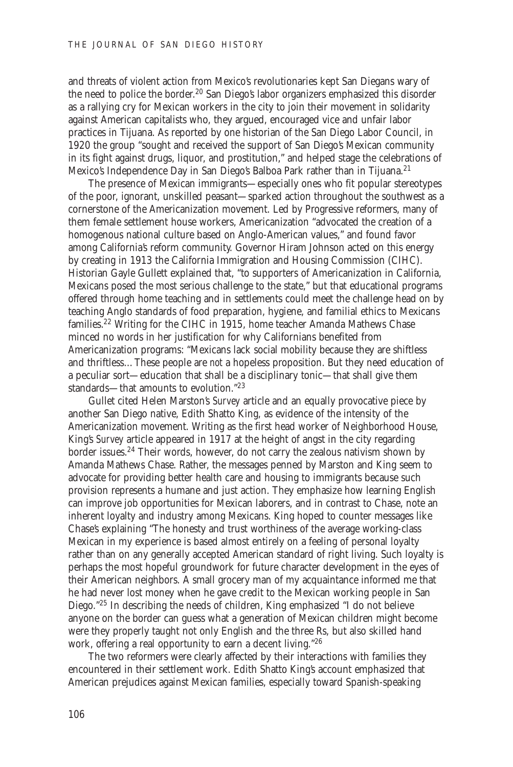and threats of violent action from Mexico's revolutionaries kept San Diegans wary of the need to police the border.[20] San Diego's labor organizers emphasized this disorder as a rallying cry for Mexican workers in the city to join their movement in solidarity against American capitalists who, they argued, encouraged vice and unfair labor practices in Tijuana. As reported by one historian of the San Diego Labor Council, in 1920 the group "sought and received the support of San Diego's Mexican community in its fight against drugs, liquor, and prostitution," and helped stage the celebrations of Mexico's Independence Day in San Diego's Balboa Park rather than in Tijuana.[21]

The presence of Mexican immigrants—especially ones who fit popular stereotypes of the poor, ignorant, unskilled peasant—sparked action throughout the southwest as a cornerstone of the Americanization movement. Led by Progressive reformers, many of them female settlement house workers, Americanization "advocated the creation of a homogenous national culture based on Anglo-American values," and found favor among California's reform community. Governor Hiram Johnson acted on this energy by creating in 1913 the California Immigration and Housing Commission (CIHC). Historian Gayle Gullett explained that, "to supporters of Americanization in California, Mexicans posed the most serious challenge to the state," but that educational programs offered through home teaching and in settlements could meet the challenge head on by teaching Anglo standards of food preparation, hygiene, and familial ethics to Mexicans families.[22] Writing for the CIHC in 1915, home teacher Amanda Mathews Chase minced no words in her justification for why Californians benefited from Americanization programs: "Mexicans lack social mobility because they are shiftless and thriftless...These people are *not* a hopeless proposition. But they need education of a peculiar sort—education that shall be a disciplinary tonic—that shall give them standards—that amounts to evolution."[23]

Gullet cited Helen Marston's *Survey* article and an equally provocative piece by another San Diego native, Edith Shatto King, as evidence of the intensity of the Americanization movement. Writing as the first head worker of Neighborhood House, King's *Survey* article appeared in 1917 at the height of angst in the city regarding border issues.[24] Their words, however, do not carry the zealous nativism shown by Amanda Mathews Chase. Rather, the messages penned by Marston and King seem to advocate for providing better health care and housing to immigrants because such provision represents a humane and just action. They emphasize how learning English can improve job opportunities for Mexican laborers, and in contrast to Chase, note an inherent loyalty and industry among Mexicans. King hoped to counter messages like Chase's explaining "The honesty and trust worthiness of the average working-class Mexican in my experience is based almost entirely on a feeling of personal loyalty rather than on any generally accepted American standard of right living. Such loyalty is perhaps the most hopeful groundwork for future character development in the eyes of their American neighbors. A small grocery man of my acquaintance informed me that he had never lost money when he gave credit to the Mexican working people in San Diego."[25] In describing the needs of children, King emphasized "I do not believe anyone on the border can guess what a generation of Mexican children might become were they properly taught not only English and the three Rs, but also skilled hand work, offering a real opportunity to earn a decent living."[26]

The two reformers were clearly affected by their interactions with families they encountered in their settlement work. Edith Shatto King's account emphasized that American prejudices against Mexican families, especially toward Spanish-speaking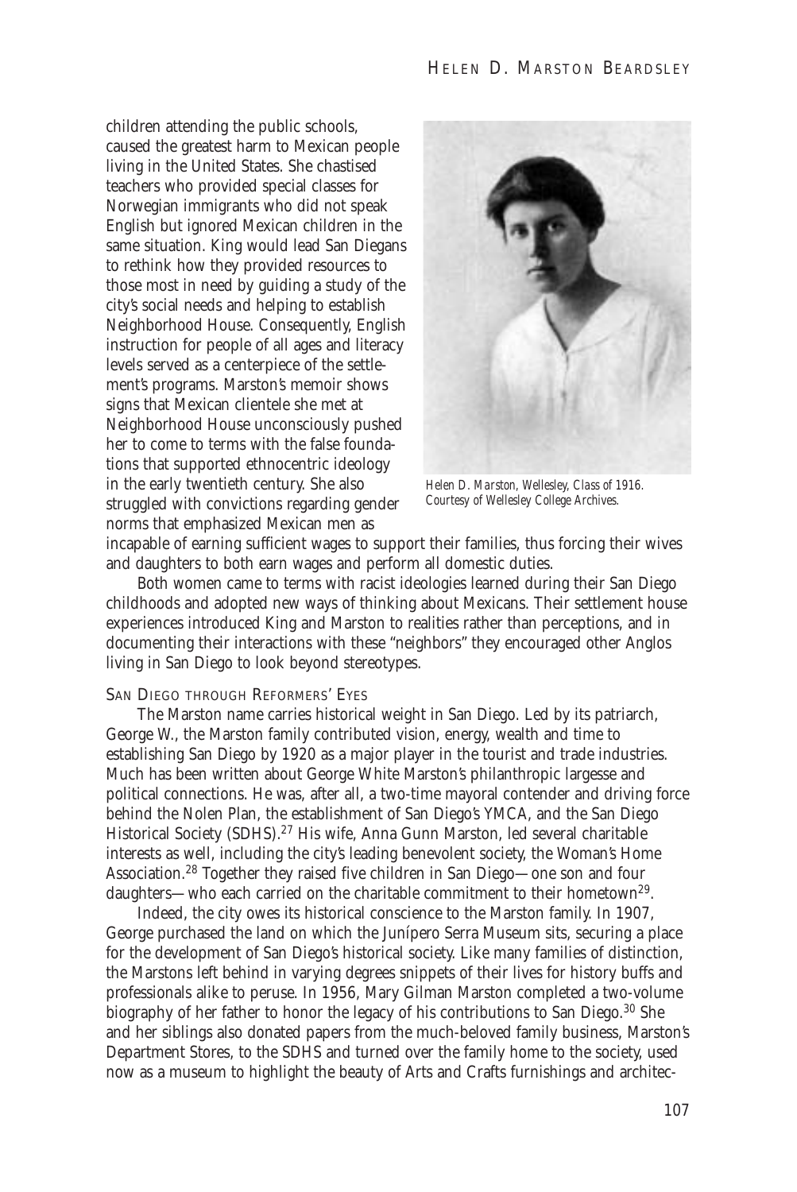children attending the public schools, caused the greatest harm to Mexican people living in the United States. She chastised teachers who provided special classes for Norwegian immigrants who did not speak English but ignored Mexican children in the same situation. King would lead San Diegans to rethink how they provided resources to those most in need by guiding a study of the city's social needs and helping to establish Neighborhood House. Consequently, English instruction for people of all ages and literacy levels served as a centerpiece of the settlement's programs. Marston's memoir shows signs that Mexican clientele she met at Neighborhood House unconsciously pushed her to come to terms with the false foundations that supported ethnocentric ideology in the early twentieth century. She also struggled with convictions regarding gender norms that emphasized Mexican men as incapable of earning sufficient wages to support their families, thus forcing their wives and daughters to both earn wages and perform all domestic duties.

*Helen D. Marston, Wellesley, Class of 1916. Courtesy of Wellesley College Archives.*

Both women came to terms with racist ideologies learned during their San Diego childhoods and adopted new ways of thinking about Mexicans. Their settlement house experiences introduced King and Marston to realities rather than perceptions, and in documenting their interactions with these "neighbors" they encouraged other Anglos living in San Diego to look beyond stereotypes.

## SAN DIEGO THROUGH REFORMERS' EYES

The Marston name carries historical weight in San Diego. Led by its patriarch, George W., the Marston family contributed vision, energy, wealth and time to establishing San Diego by 1920 as a major player in the tourist and trade industries. Much has been written about George White Marston's philanthropic largesse and political connections. He was, after all, a two-time mayoral contender and driving force behind the Nolen Plan, the establishment of San Diego's YMCA, and the San Diego Historical Society (SDHS).[27] His wife, Anna Gunn Marston, led several charitable interests as well, including the city's leading benevolent society, the Woman's Home Association.[28] Together they raised five children in San Diego—one son and four daughters—who each carried on the charitable commitment to their hometown[29].

Indeed, the city owes its historical conscience to the Marston family. In 1907, George purchased the land on which the Junípero Serra Museum sits, securing a place for the development of San Diego's historical society. Like many families of distinction, the Marstons left behind in varying degrees snippets of their lives for history buffs and professionals alike to peruse. In 1956, Mary Gilman Marston completed a two-volume biography of her father to honor the legacy of his contributions to San Diego.[30] She and her siblings also donated papers from the much-beloved family business, Marston's Department Stores, to the SDHS and turned over the family home to the society, used now as a museum to highlight the beauty of Arts and Crafts furnishings and architec-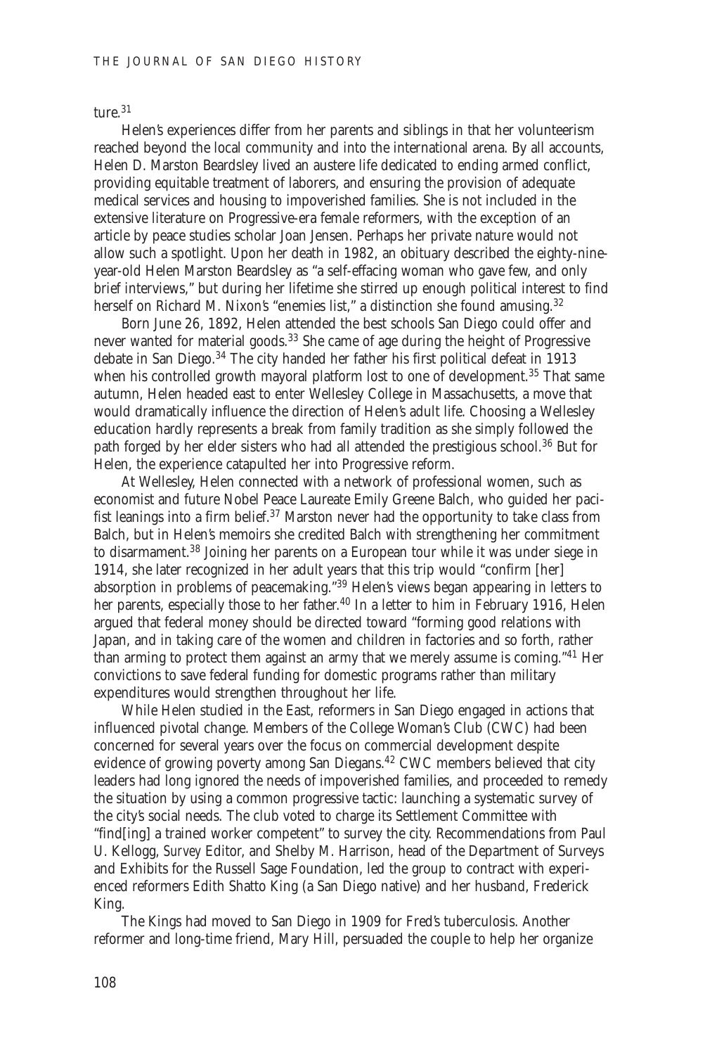ture.[31]

Helen's experiences differ from her parents and siblings in that her volunteerism reached beyond the local community and into the international arena. By all accounts, Helen D. Marston Beardsley lived an austere life dedicated to ending armed conflict, providing equitable treatment of laborers, and ensuring the provision of adequate medical services and housing to impoverished families. She is not included in the extensive literature on Progressive-era female reformers, with the exception of an article by peace studies scholar Joan Jensen. Perhaps her private nature would not allow such a spotlight. Upon her death in 1982, an obituary described the eighty-nine-year-old Helen Marston Beardsley as "a self-effacing woman who gave few, and only brief interviews," but during her lifetime she stirred up enough political interest to find herself on Richard M. Nixon's "enemies list," a distinction she found amusing.[32]

Born June 26, 1892, Helen attended the best schools San Diego could offer and never wanted for material goods.[33] She came of age during the height of Progressive debate in San Diego.[34] The city handed her father his first political defeat in 1913 when his controlled growth mayoral platform lost to one of development.[35] That same autumn, Helen headed east to enter Wellesley College in Massachusetts, a move that would dramatically influence the direction of Helen's adult life. Choosing a Wellesley education hardly represents a break from family tradition as she simply followed the path forged by her elder sisters who had all attended the prestigious school.[36] But for Helen, the experience catapulted her into Progressive reform.

At Wellesley, Helen connected with a network of professional women, such as economist and future Nobel Peace Laureate Emily Greene Balch, who guided her pacifist leanings into a firm belief.[37] Marston never had the opportunity to take class from Balch, but in Helen's memoirs she credited Balch with strengthening her commitment to disarmament.[38] Joining her parents on a European tour while it was under siege in 1914, she later recognized in her adult years that this trip would "confirm [her] absorption in problems of peacemaking."[39] Helen's views began appearing in letters to her parents, especially those to her father.[40] In a letter to him in February 1916, Helen argued that federal money should be directed toward "forming good relations with Japan, and in taking care of the women and children in factories and so forth, rather than arming to protect them against an army that we merely assume is coming."[41] Her convictions to save federal funding for domestic programs rather than military expenditures would strengthen throughout her life.

While Helen studied in the East, reformers in San Diego engaged in actions that influenced pivotal change. Members of the College Woman's Club (CWC) had been concerned for several years over the focus on commercial development despite evidence of growing poverty among San Diegans.[42] CWC members believed that city leaders had long ignored the needs of impoverished families, and proceeded to remedy the situation by using a common progressive tactic: launching a systematic survey of the city's social needs. The club voted to charge its Settlement Committee with "find[ing] a trained worker competent" to survey the city. Recommendations from Paul U. Kellogg, *Survey* Editor, and Shelby M. Harrison, head of the Department of Surveys and Exhibits for the Russell Sage Foundation, led the group to contract with experienced reformers Edith Shatto King (a San Diego native) and her husband, Frederick King.

The Kings had moved to San Diego in 1909 for Fred's tuberculosis. Another reformer and long-time friend, Mary Hill, persuaded the couple to help her organize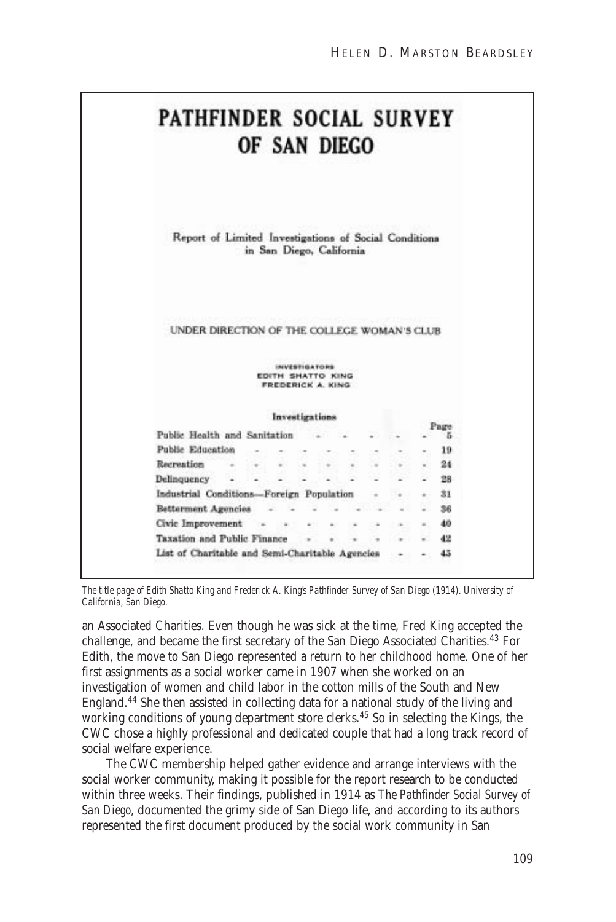# PATHFINDER SOCIAL SURVEY OF SAN DIEGO

Report of Limited Investigations of Social Conditions in San Diego, California

UNDER DIRECTION OF THE COLLEGE WOMAN'S CLUB

INVESTIGATORS
EDITH SHATTO KING
FREDERICK A. KING

**Investigations**

| | Page |
|---|---|
| Public Health and Sanitation | 5 |
| Public Education | 19 |
| Recreation | 24 |
| Delinquency | 28 |
| Industrial Conditions—Foreign Population | 31 |
| Betterment Agencies | 36 |
| Civic Improvement | 40 |
| Taxation and Public Finance | 42 |
| List of Charitable and Semi-Charitable Agencies | 45 |

*The title page of Edith Shatto King and Frederick A. King's Pathfinder Survey of San Diego (1914). University of California, San Diego.*

an Associated Charities. Even though he was sick at the time, Fred King accepted the challenge, and became the first secretary of the San Diego Associated Charities.[43] For Edith, the move to San Diego represented a return to her childhood home. One of her first assignments as a social worker came in 1907 when she worked on an investigation of women and child labor in the cotton mills of the South and New England.[44] She then assisted in collecting data for a national study of the living and working conditions of young department store clerks.[45] So in selecting the Kings, the CWC chose a highly professional and dedicated couple that had a long track record of social welfare experience.

The CWC membership helped gather evidence and arrange interviews with the social worker community, making it possible for the report research to be conducted within three weeks. Their findings, published in 1914 as *The Pathfinder Social Survey of San Diego*, documented the grimy side of San Diego life, and according to its authors represented the first document produced by the social work community in San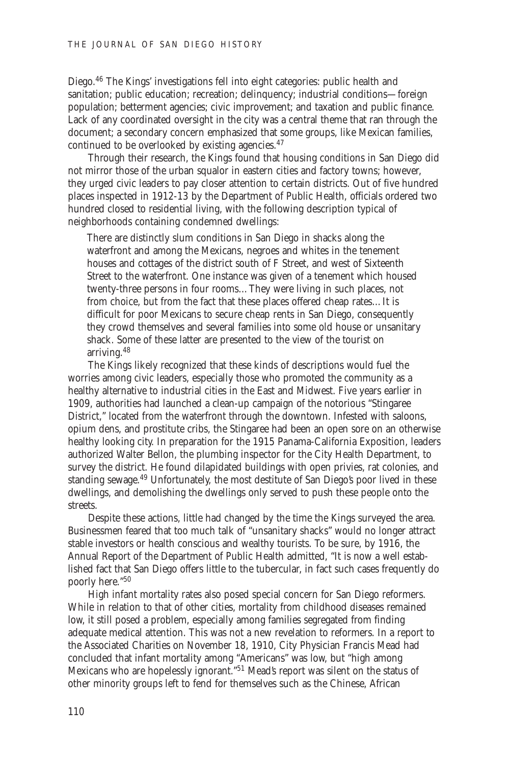Diego.[46] The Kings' investigations fell into eight categories: public health and sanitation; public education; recreation; delinquency; industrial conditions—foreign population; betterment agencies; civic improvement; and taxation and public finance. Lack of any coordinated oversight in the city was a central theme that ran through the document; a secondary concern emphasized that some groups, like Mexican families, continued to be overlooked by existing agencies.[47]

Through their research, the Kings found that housing conditions in San Diego did not mirror those of the urban squalor in eastern cities and factory towns; however, they urged civic leaders to pay closer attention to certain districts. Out of five hundred places inspected in 1912-13 by the Department of Public Health, officials ordered two hundred closed to residential living, with the following description typical of neighborhoods containing condemned dwellings:

> There are distinctly slum conditions in San Diego in shacks along the waterfront and among the Mexicans, negroes and whites in the tenement houses and cottages of the district south of F Street, and west of Sixteenth Street to the waterfront. One instance was given of a tenement which housed twenty-three persons in four rooms…They were living in such places, not from choice, but from the fact that these places offered cheap rates…It is difficult for poor Mexicans to secure cheap rents in San Diego, consequently they crowd themselves and several families into some old house or unsanitary shack. Some of these latter are presented to the view of the tourist on arriving.[48]

The Kings likely recognized that these kinds of descriptions would fuel the worries among civic leaders, especially those who promoted the community as a healthy alternative to industrial cities in the East and Midwest. Five years earlier in 1909, authorities had launched a clean-up campaign of the notorious "Stingaree District," located from the waterfront through the downtown. Infested with saloons, opium dens, and prostitute cribs, the Stingaree had been an open sore on an otherwise healthy looking city. In preparation for the 1915 Panama-California Exposition, leaders authorized Walter Bellon, the plumbing inspector for the City Health Department, to survey the district. He found dilapidated buildings with open privies, rat colonies, and standing sewage.[49] Unfortunately, the most destitute of San Diego's poor lived in these dwellings, and demolishing the dwellings only served to push these people onto the streets.

Despite these actions, little had changed by the time the Kings surveyed the area. Businessmen feared that too much talk of "unsanitary shacks" would no longer attract stable investors or health conscious and wealthy tourists. To be sure, by 1916, the Annual Report of the Department of Public Health admitted, "It is now a well established fact that San Diego offers little to the tubercular, in fact such cases frequently do poorly here."[50]

High infant mortality rates also posed special concern for San Diego reformers. While in relation to that of other cities, mortality from childhood diseases remained low, it still posed a problem, especially among families segregated from finding adequate medical attention. This was not a new revelation to reformers. In a report to the Associated Charities on November 18, 1910, City Physician Francis Mead had concluded that infant mortality among "Americans" was low, but "high among Mexicans who are hopelessly ignorant."[51] Mead's report was silent on the status of other minority groups left to fend for themselves such as the Chinese, African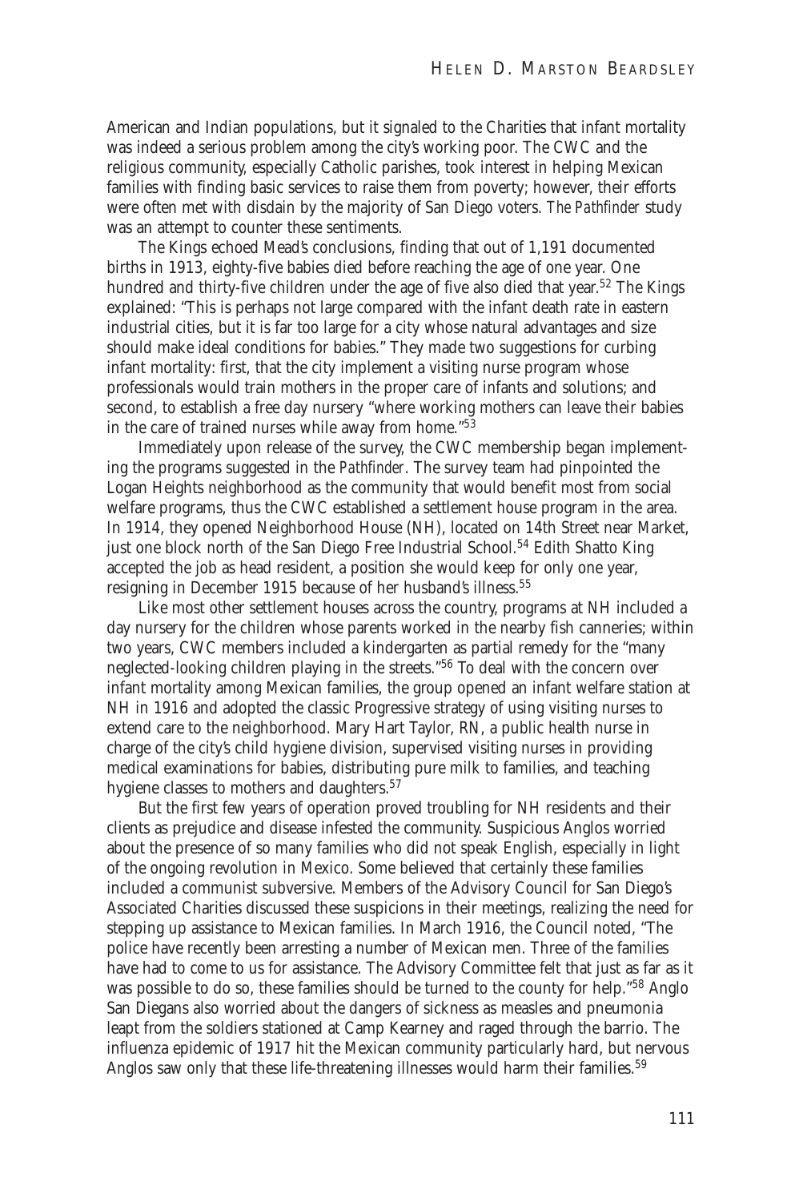American and Indian populations, but it signaled to the Charities that infant mortality was indeed a serious problem among the city's working poor. The CWC and the religious community, especially Catholic parishes, took interest in helping Mexican families with finding basic services to raise them from poverty; however, their efforts were often met with disdain by the majority of San Diego voters. *The Pathfinder* study was an attempt to counter these sentiments.

The Kings echoed Mead's conclusions, finding that out of 1,191 documented births in 1913, eighty-five babies died before reaching the age of one year. One hundred and thirty-five children under the age of five also died that year.[52] The Kings explained: "This is perhaps not large compared with the infant death rate in eastern industrial cities, but it is far too large for a city whose natural advantages and size should make ideal conditions for babies." They made two suggestions for curbing infant mortality: first, that the city implement a visiting nurse program whose professionals would train mothers in the proper care of infants and solutions; and second, to establish a free day nursery "where working mothers can leave their babies in the care of trained nurses while away from home."[53]

Immediately upon release of the survey, the CWC membership began implementing the programs suggested in the *Pathfinder*. The survey team had pinpointed the Logan Heights neighborhood as the community that would benefit most from social welfare programs, thus the CWC established a settlement house program in the area. In 1914, they opened Neighborhood House (NH), located on 14th Street near Market, just one block north of the San Diego Free Industrial School.[54] Edith Shatto King accepted the job as head resident, a position she would keep for only one year, resigning in December 1915 because of her husband's illness.[55]

Like most other settlement houses across the country, programs at NH included a day nursery for the children whose parents worked in the nearby fish canneries; within two years, CWC members included a kindergarten as partial remedy for the "many neglected-looking children playing in the streets."[56] To deal with the concern over infant mortality among Mexican families, the group opened an infant welfare station at NH in 1916 and adopted the classic Progressive strategy of using visiting nurses to extend care to the neighborhood. Mary Hart Taylor, RN, a public health nurse in charge of the city's child hygiene division, supervised visiting nurses in providing medical examinations for babies, distributing pure milk to families, and teaching hygiene classes to mothers and daughters.[57]

But the first few years of operation proved troubling for NH residents and their clients as prejudice and disease infested the community. Suspicious Anglos worried about the presence of so many families who did not speak English, especially in light of the ongoing revolution in Mexico. Some believed that certainly these families included a communist subversive. Members of the Advisory Council for San Diego's Associated Charities discussed these suspicions in their meetings, realizing the need for stepping up assistance to Mexican families. In March 1916, the Council noted, "The police have recently been arresting a number of Mexican men. Three of the families have had to come to us for assistance. The Advisory Committee felt that just as far as it was possible to do so, these families should be turned to the county for help."[58] Anglo San Diegans also worried about the dangers of sickness as measles and pneumonia leapt from the soldiers stationed at Camp Kearney and raged through the barrio. The influenza epidemic of 1917 hit the Mexican community particularly hard, but nervous Anglos saw only that these life-threatening illnesses would harm their families.[59]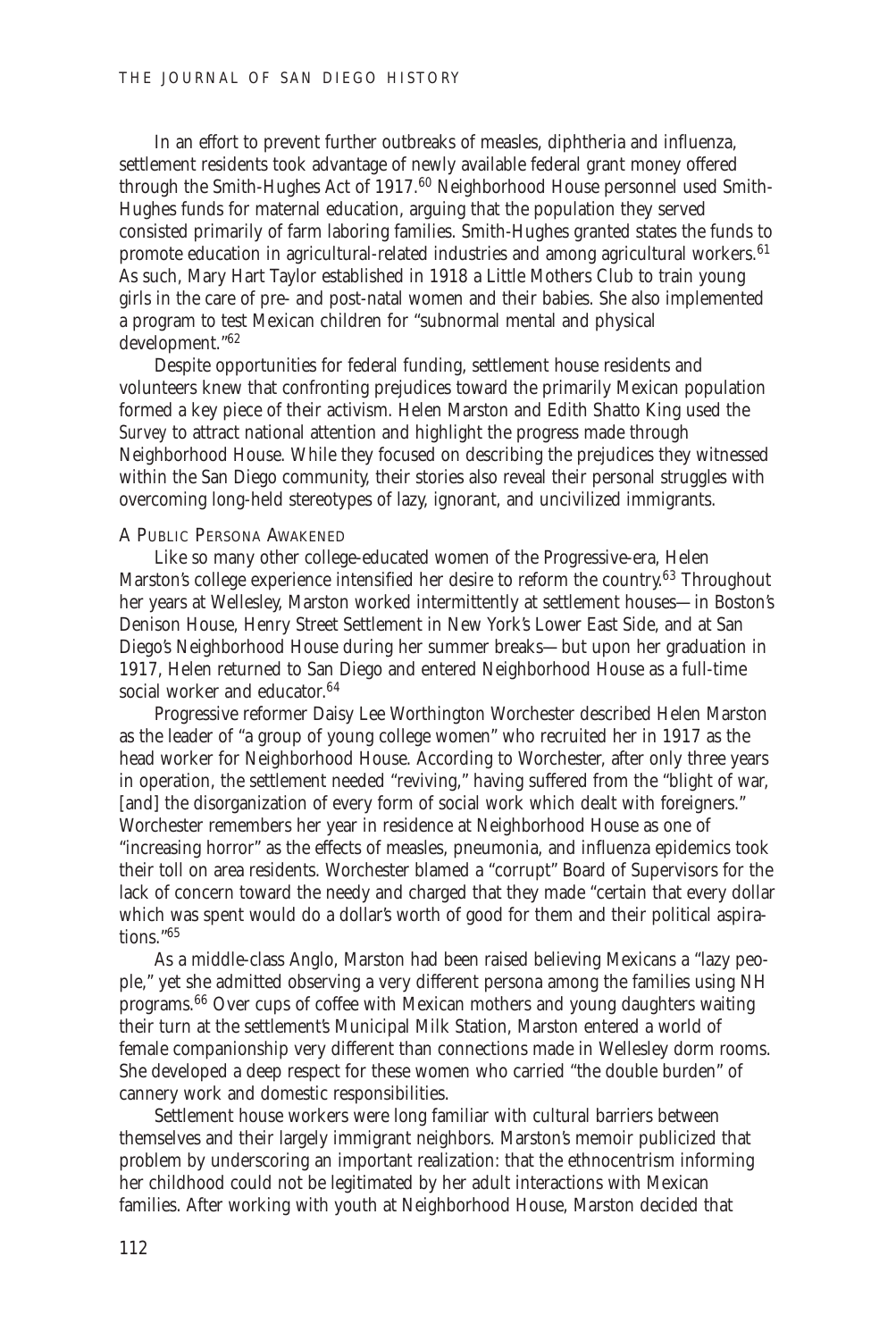In an effort to prevent further outbreaks of measles, diphtheria and influenza, settlement residents took advantage of newly available federal grant money offered through the Smith-Hughes Act of 1917.[60] Neighborhood House personnel used Smith-Hughes funds for maternal education, arguing that the population they served consisted primarily of farm laboring families. Smith-Hughes granted states the funds to promote education in agricultural-related industries and among agricultural workers.[61] As such, Mary Hart Taylor established in 1918 a Little Mothers Club to train young girls in the care of pre- and post-natal women and their babies. She also implemented a program to test Mexican children for "subnormal mental and physical development."[62]

Despite opportunities for federal funding, settlement house residents and volunteers knew that confronting prejudices toward the primarily Mexican population formed a key piece of their activism. Helen Marston and Edith Shatto King used the *Survey* to attract national attention and highlight the progress made through Neighborhood House. While they focused on describing the prejudices they witnessed within the San Diego community, their stories also reveal their personal struggles with overcoming long-held stereotypes of lazy, ignorant, and uncivilized immigrants.

## A Public Persona Awakened

Like so many other college-educated women of the Progressive-era, Helen Marston's college experience intensified her desire to reform the country.[63] Throughout her years at Wellesley, Marston worked intermittently at settlement houses—in Boston's Denison House, Henry Street Settlement in New York's Lower East Side, and at San Diego's Neighborhood House during her summer breaks—but upon her graduation in 1917, Helen returned to San Diego and entered Neighborhood House as a full-time social worker and educator.[64]

Progressive reformer Daisy Lee Worthington Worchester described Helen Marston as the leader of "a group of young college women" who recruited her in 1917 as the head worker for Neighborhood House. According to Worchester, after only three years in operation, the settlement needed "reviving," having suffered from the "blight of war, [and] the disorganization of every form of social work which dealt with foreigners." Worchester remembers her year in residence at Neighborhood House as one of "increasing horror" as the effects of measles, pneumonia, and influenza epidemics took their toll on area residents. Worchester blamed a "corrupt" Board of Supervisors for the lack of concern toward the needy and charged that they made "certain that every dollar which was spent would do a dollar's worth of good for them and their political aspirations."[65]

As a middle-class Anglo, Marston had been raised believing Mexicans a "lazy people," yet she admitted observing a very different persona among the families using NH programs.[66] Over cups of coffee with Mexican mothers and young daughters waiting their turn at the settlement's Municipal Milk Station, Marston entered a world of female companionship very different than connections made in Wellesley dorm rooms. She developed a deep respect for these women who carried "the double burden" of cannery work and domestic responsibilities.

Settlement house workers were long familiar with cultural barriers between themselves and their largely immigrant neighbors. Marston's memoir publicized that problem by underscoring an important realization: that the ethnocentrism informing her childhood could not be legitimated by her adult interactions with Mexican families. After working with youth at Neighborhood House, Marston decided that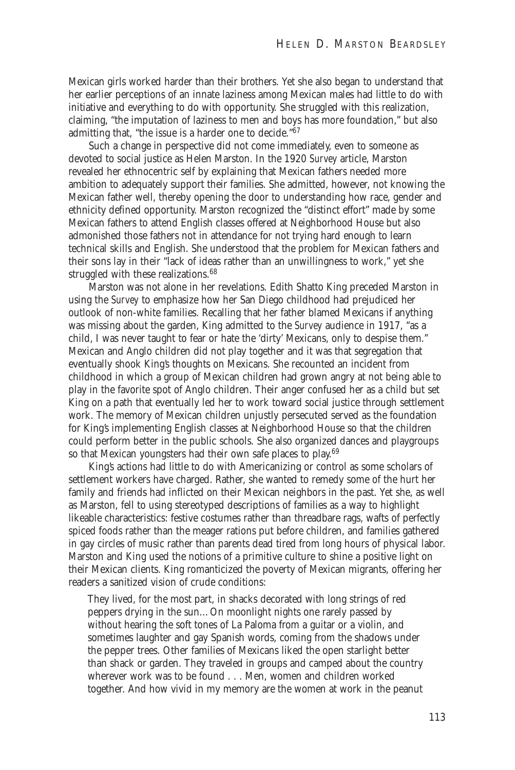Mexican girls worked harder than their brothers. Yet she also began to understand that her earlier perceptions of an innate laziness among Mexican males had little to do with initiative and everything to do with opportunity. She struggled with this realization, claiming, "the imputation of laziness to men and boys has more foundation," but also admitting that, "the issue is a harder one to decide."[67]

Such a change in perspective did not come immediately, even to someone as devoted to social justice as Helen Marston. In the 1920 *Survey* article, Marston revealed her ethnocentric self by explaining that Mexican fathers needed more ambition to adequately support their families. She admitted, however, not knowing the Mexican father well, thereby opening the door to understanding how race, gender and ethnicity defined opportunity. Marston recognized the "distinct effort" made by some Mexican fathers to attend English classes offered at Neighborhood House but also admonished those fathers not in attendance for not trying hard enough to learn technical skills and English. She understood that the problem for Mexican fathers and their sons lay in their "lack of ideas rather than an unwillingness to work," yet she struggled with these realizations.[68]

Marston was not alone in her revelations. Edith Shatto King preceded Marston in using the *Survey* to emphasize how her San Diego childhood had prejudiced her outlook of non-white families. Recalling that her father blamed Mexicans if anything was missing about the garden, King admitted to the *Survey* audience in 1917, "as a child, I was never taught to fear or hate the 'dirty' Mexicans, only to despise them." Mexican and Anglo children did not play together and it was that segregation that eventually shook King's thoughts on Mexicans. She recounted an incident from childhood in which a group of Mexican children had grown angry at not being able to play in the favorite spot of Anglo children. Their anger confused her as a child but set King on a path that eventually led her to work toward social justice through settlement work. The memory of Mexican children unjustly persecuted served as the foundation for King's implementing English classes at Neighborhood House so that the children could perform better in the public schools. She also organized dances and playgroups so that Mexican youngsters had their own safe places to play.[69]

King's actions had little to do with Americanizing or control as some scholars of settlement workers have charged. Rather, she wanted to remedy some of the hurt her family and friends had inflicted on their Mexican neighbors in the past. Yet she, as well as Marston, fell to using stereotyped descriptions of families as a way to highlight likeable characteristics: festive costumes rather than threadbare rags, wafts of perfectly spiced foods rather than the meager rations put before children, and families gathered in gay circles of music rather than parents dead tired from long hours of physical labor. Marston and King used the notions of a primitive culture to shine a positive light on their Mexican clients. King romanticized the poverty of Mexican migrants, offering her readers a sanitized vision of crude conditions:

> They lived, for the most part, in shacks decorated with long strings of red peppers drying in the sun…On moonlight nights one rarely passed by without hearing the soft tones of La Paloma from a guitar or a violin, and sometimes laughter and gay Spanish words, coming from the shadows under the pepper trees. Other families of Mexicans liked the open starlight better than shack or garden. They traveled in groups and camped about the country wherever work was to be found . . . Men, women and children worked together. And how vivid in my memory are the women at work in the peanut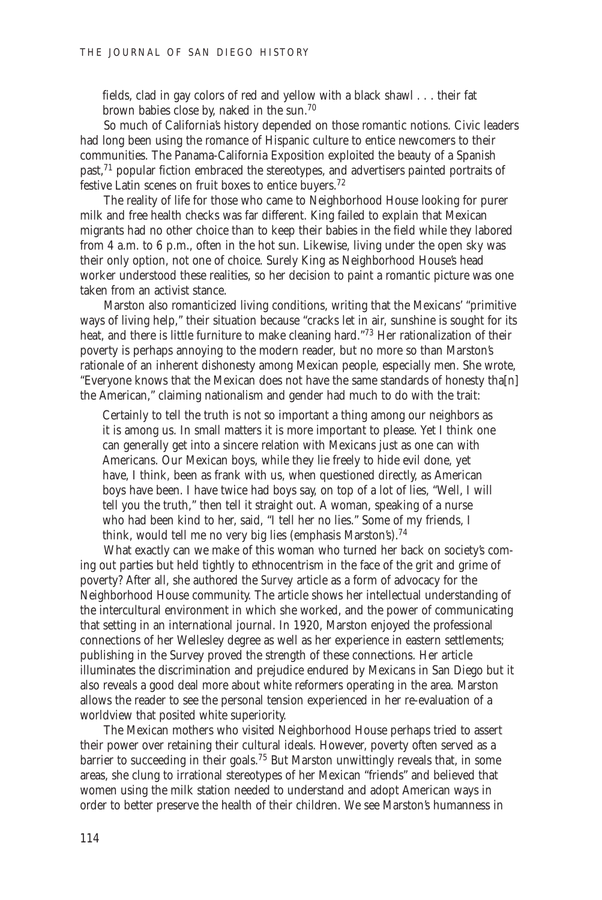fields, clad in gay colors of red and yellow with a black shawl . . . their fat brown babies close by, naked in the sun.[70]

So much of California's history depended on those romantic notions. Civic leaders had long been using the romance of Hispanic culture to entice newcomers to their communities. The Panama-California Exposition exploited the beauty of a Spanish past,[71] popular fiction embraced the stereotypes, and advertisers painted portraits of festive Latin scenes on fruit boxes to entice buyers.[72]

The reality of life for those who came to Neighborhood House looking for purer milk and free health checks was far different. King failed to explain that Mexican migrants had no other choice than to keep their babies in the field while they labored from 4 a.m. to 6 p.m., often in the hot sun. Likewise, living under the open sky was their only option, not one of choice. Surely King as Neighborhood House's head worker understood these realities, so her decision to paint a romantic picture was one taken from an activist stance.

Marston also romanticized living conditions, writing that the Mexicans' "primitive ways of living help," their situation because "cracks let in air, sunshine is sought for its heat, and there is little furniture to make cleaning hard."[73] Her rationalization of their poverty is perhaps annoying to the modern reader, but no more so than Marston's rationale of an inherent dishonesty among Mexican people, especially men. She wrote, "Everyone knows that the Mexican does not have the same standards of honesty tha[n] the American," claiming nationalism and gender had much to do with the trait:

> Certainly to tell the truth is not so important a thing among our neighbors as it is among us. In small matters it is more important to please. Yet I think one can generally get into a sincere relation with Mexicans just as one can with Americans. Our Mexican boys, while they lie freely to hide evil done, yet have, I think, been as frank with us, when questioned directly, as American boys have been. I have twice had boys say, on top of a lot of lies, "Well, I will tell you the truth," then tell it straight out. A woman, speaking of a nurse who had been kind to her, said, "I tell her no lies." Some of my friends, I think, would tell me no very big lies (emphasis Marston's).[74]

What exactly can we make of this woman who turned her back on society's coming out parties but held tightly to ethnocentrism in the face of the grit and grime of poverty? After all, she authored the *Survey* article as a form of advocacy for the Neighborhood House community. The article shows her intellectual understanding of the intercultural environment in which she worked, and the power of communicating that setting in an international journal. In 1920, Marston enjoyed the professional connections of her Wellesley degree as well as her experience in eastern settlements; publishing in the Survey proved the strength of these connections. Her article illuminates the discrimination and prejudice endured by Mexicans in San Diego but it also reveals a good deal more about white reformers operating in the area. Marston allows the reader to see the personal tension experienced in her re-evaluation of a worldview that posited white superiority.

The Mexican mothers who visited Neighborhood House perhaps tried to assert their power over retaining their cultural ideals. However, poverty often served as a barrier to succeeding in their goals.[75] But Marston unwittingly reveals that, in some areas, she clung to irrational stereotypes of her Mexican "friends" and believed that women using the milk station needed to understand and adopt American ways in order to better preserve the health of their children. We see Marston's humanness in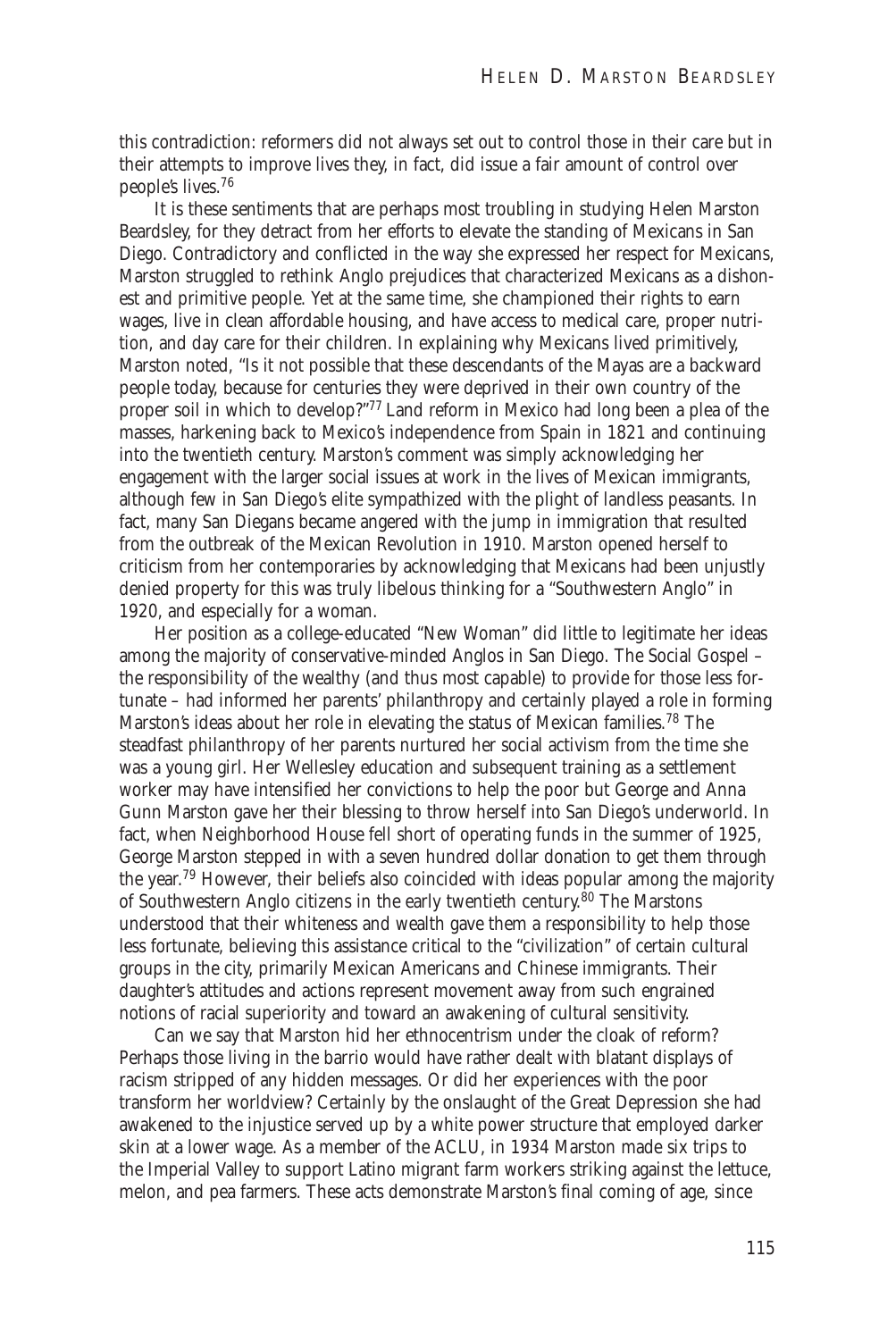this contradiction: reformers did not always set out to control those in their care but in their attempts to improve lives they, in fact, did issue a fair amount of control over people's lives.[76]

It is these sentiments that are perhaps most troubling in studying Helen Marston Beardsley, for they detract from her efforts to elevate the standing of Mexicans in San Diego. Contradictory and conflicted in the way she expressed her respect for Mexicans, Marston struggled to rethink Anglo prejudices that characterized Mexicans as a dishonest and primitive people. Yet at the same time, she championed their rights to earn wages, live in clean affordable housing, and have access to medical care, proper nutrition, and day care for their children. In explaining why Mexicans lived primitively, Marston noted, "Is it not possible that these descendants of the Mayas are a backward people today, because for centuries they were deprived in their own country of the proper soil in which to develop?"[77] Land reform in Mexico had long been a plea of the masses, harkening back to Mexico's independence from Spain in 1821 and continuing into the twentieth century. Marston's comment was simply acknowledging her engagement with the larger social issues at work in the lives of Mexican immigrants, although few in San Diego's elite sympathized with the plight of landless peasants. In fact, many San Diegans became angered with the jump in immigration that resulted from the outbreak of the Mexican Revolution in 1910. Marston opened herself to criticism from her contemporaries by acknowledging that Mexicans had been unjustly denied property for this was truly libelous thinking for a "Southwestern Anglo" in 1920, and especially for a woman.

Her position as a college-educated "New Woman" did little to legitimate her ideas among the majority of conservative-minded Anglos in San Diego. The Social Gospel – the responsibility of the wealthy (and thus most capable) to provide for those less fortunate – had informed her parents' philanthropy and certainly played a role in forming Marston's ideas about her role in elevating the status of Mexican families.[78] The steadfast philanthropy of her parents nurtured her social activism from the time she was a young girl. Her Wellesley education and subsequent training as a settlement worker may have intensified her convictions to help the poor but George and Anna Gunn Marston gave her their blessing to throw herself into San Diego's underworld. In fact, when Neighborhood House fell short of operating funds in the summer of 1925, George Marston stepped in with a seven hundred dollar donation to get them through the year.[79] However, their beliefs also coincided with ideas popular among the majority of Southwestern Anglo citizens in the early twentieth century.[80] The Marstons understood that their whiteness and wealth gave them a responsibility to help those less fortunate, believing this assistance critical to the "civilization" of certain cultural groups in the city, primarily Mexican Americans and Chinese immigrants. Their daughter's attitudes and actions represent movement away from such engrained notions of racial superiority and toward an awakening of cultural sensitivity.

Can we say that Marston hid her ethnocentrism under the cloak of reform? Perhaps those living in the barrio would have rather dealt with blatant displays of racism stripped of any hidden messages. Or did her experiences with the poor transform her worldview? Certainly by the onslaught of the Great Depression she had awakened to the injustice served up by a white power structure that employed darker skin at a lower wage. As a member of the ACLU, in 1934 Marston made six trips to the Imperial Valley to support Latino migrant farm workers striking against the lettuce, melon, and pea farmers. These acts demonstrate Marston's final coming of age, since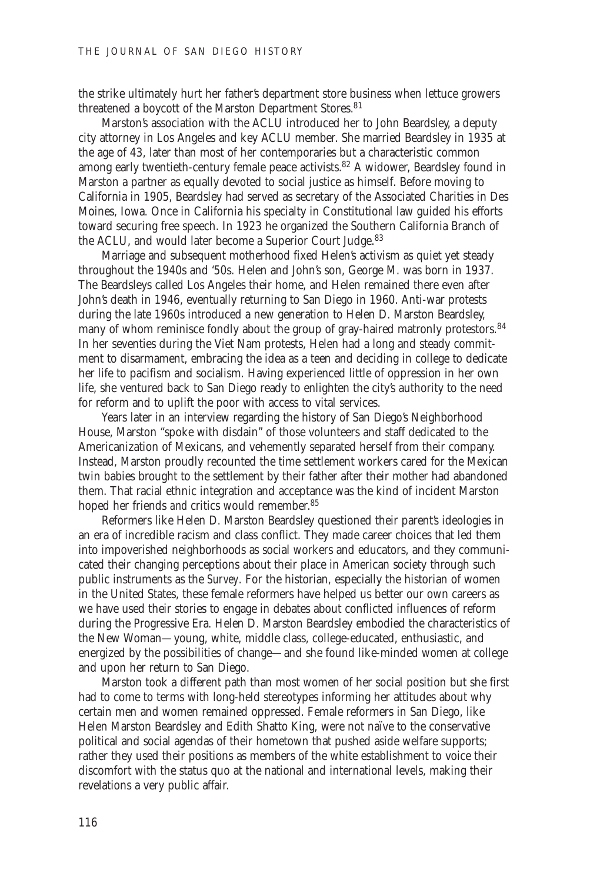the strike ultimately hurt her father's department store business when lettuce growers threatened a boycott of the Marston Department Stores.[81]

Marston's association with the ACLU introduced her to John Beardsley, a deputy city attorney in Los Angeles and key ACLU member. She married Beardsley in 1935 at the age of 43, later than most of her contemporaries but a characteristic common among early twentieth-century female peace activists.[82] A widower, Beardsley found in Marston a partner as equally devoted to social justice as himself. Before moving to California in 1905, Beardsley had served as secretary of the Associated Charities in Des Moines, Iowa. Once in California his specialty in Constitutional law guided his efforts toward securing free speech. In 1923 he organized the Southern California Branch of the ACLU, and would later become a Superior Court Judge.[83]

Marriage and subsequent motherhood fixed Helen's activism as quiet yet steady throughout the 1940s and '50s. Helen and John's son, George M. was born in 1937. The Beardsleys called Los Angeles their home, and Helen remained there even after John's death in 1946, eventually returning to San Diego in 1960. Anti-war protests during the late 1960s introduced a new generation to Helen D. Marston Beardsley, many of whom reminisce fondly about the group of gray-haired matronly protestors.[84] In her seventies during the Viet Nam protests, Helen had a long and steady commitment to disarmament, embracing the idea as a teen and deciding in college to dedicate her life to pacifism and socialism. Having experienced little of oppression in her own life, she ventured back to San Diego ready to enlighten the city's authority to the need for reform and to uplift the poor with access to vital services.

Years later in an interview regarding the history of San Diego's Neighborhood House, Marston "spoke with disdain" of those volunteers and staff dedicated to the Americanization of Mexicans, and vehemently separated herself from their company. Instead, Marston proudly recounted the time settlement workers cared for the Mexican twin babies brought to the settlement by their father after their mother had abandoned them. That racial ethnic integration and acceptance was the kind of incident Marston hoped her friends *and* critics would remember.[85]

Reformers like Helen D. Marston Beardsley questioned their parent's ideologies in an era of incredible racism and class conflict. They made career choices that led them into impoverished neighborhoods as social workers and educators, and they communicated their changing perceptions about their place in American society through such public instruments as the *Survey*. For the historian, especially the historian of women in the United States, these female reformers have helped us better our own careers as we have used their stories to engage in debates about conflicted influences of reform during the Progressive Era. Helen D. Marston Beardsley embodied the characteristics of the New Woman—young, white, middle class, college-educated, enthusiastic, and energized by the possibilities of change—and she found like-minded women at college and upon her return to San Diego.

Marston took a different path than most women of her social position but she first had to come to terms with long-held stereotypes informing her attitudes about why certain men and women remained oppressed. Female reformers in San Diego, like Helen Marston Beardsley and Edith Shatto King, were not naïve to the conservative political and social agendas of their hometown that pushed aside welfare supports; rather they used their positions as members of the white establishment to voice their discomfort with the status quo at the national and international levels, making their revelations a very public affair.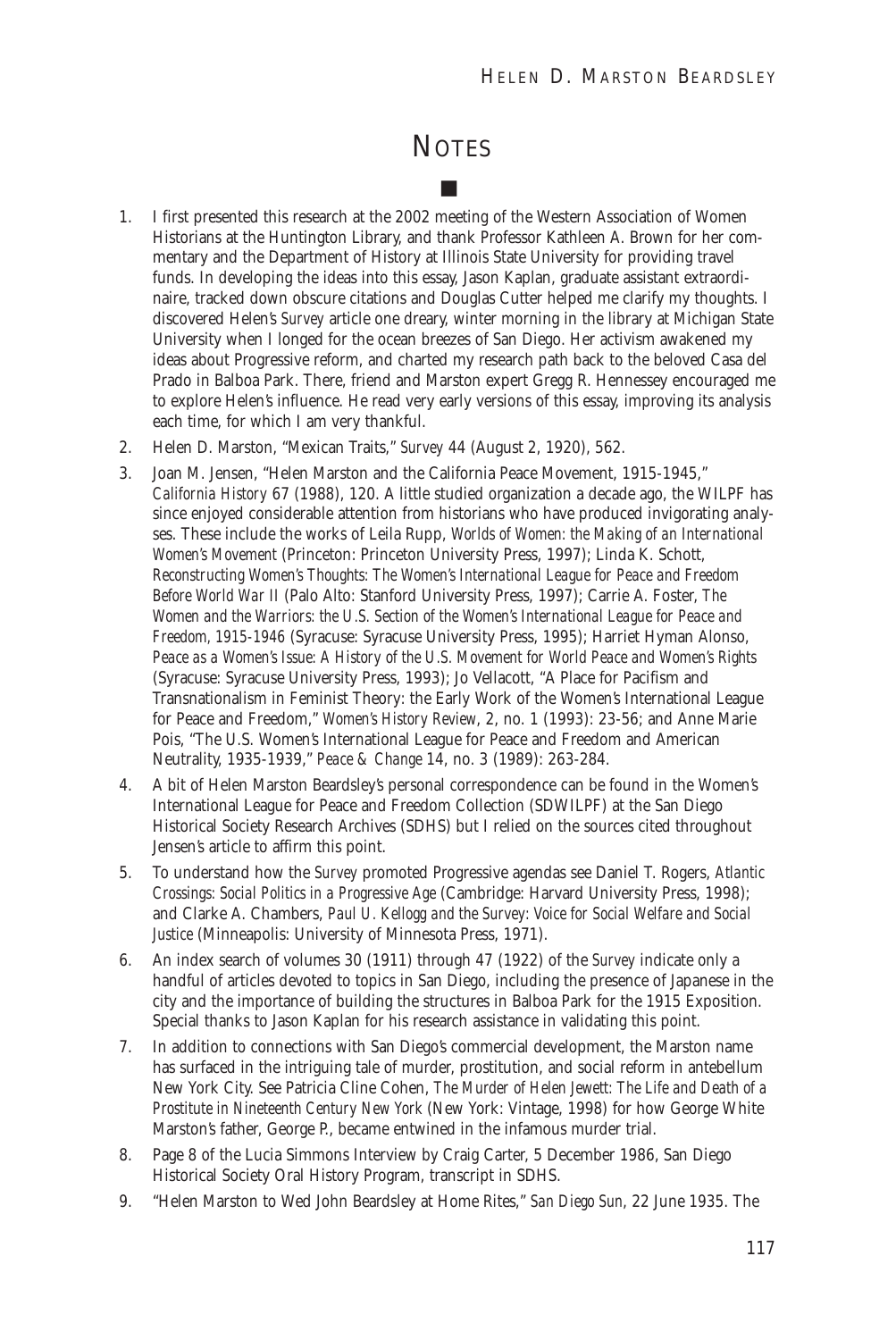# NOTES

■

1. I first presented this research at the 2002 meeting of the Western Association of Women Historians at the Huntington Library, and thank Professor Kathleen A. Brown for her commentary and the Department of History at Illinois State University for providing travel funds. In developing the ideas into this essay, Jason Kaplan, graduate assistant extraordinaire, tracked down obscure citations and Douglas Cutter helped me clarify my thoughts. I discovered Helen's *Survey* article one dreary, winter morning in the library at Michigan State University when I longed for the ocean breezes of San Diego. Her activism awakened my ideas about Progressive reform, and charted my research path back to the beloved Casa del Prado in Balboa Park. There, friend and Marston expert Gregg R. Hennessey encouraged me to explore Helen's influence. He read very early versions of this essay, improving its analysis each time, for which I am very thankful.
2. Helen D. Marston, "Mexican Traits," *Survey* 44 (August 2, 1920), 562.
3. Joan M. Jensen, "Helen Marston and the California Peace Movement, 1915-1945," *California History* 67 (1988), 120. A little studied organization a decade ago, the WILPF has since enjoyed considerable attention from historians who have produced invigorating analyses. These include the works of Leila Rupp, *Worlds of Women: the Making of an International Women's Movement* (Princeton: Princeton University Press, 1997); Linda K. Schott, *Reconstructing Women's Thoughts: The Women's International League for Peace and Freedom Before World War II* (Palo Alto: Stanford University Press, 1997); Carrie A. Foster, *The Women and the Warriors: the U.S. Section of the Women's International League for Peace and Freedom, 1915-1946* (Syracuse: Syracuse University Press, 1995); Harriet Hyman Alonso, *Peace as a Women's Issue: A History of the U.S. Movement for World Peace and Women's Rights* (Syracuse: Syracuse University Press, 1993); Jo Vellacott, "A Place for Pacifism and Transnationalism in Feminist Theory: the Early Work of the Women's International League for Peace and Freedom," *Women's History Review*, 2, no. 1 (1993): 23-56; and Anne Marie Pois, "The U.S. Women's International League for Peace and Freedom and American Neutrality, 1935-1939," *Peace & Change* 14, no. 3 (1989): 263-284.
4. A bit of Helen Marston Beardsley's personal correspondence can be found in the Women's International League for Peace and Freedom Collection (SDWILPF) at the San Diego Historical Society Research Archives (SDHS) but I relied on the sources cited throughout Jensen's article to affirm this point.
5. To understand how the *Survey* promoted Progressive agendas see Daniel T. Rogers, *Atlantic Crossings: Social Politics in a Progressive Age* (Cambridge: Harvard University Press, 1998); and Clarke A. Chambers, *Paul U. Kellogg and the Survey: Voice for Social Welfare and Social Justice* (Minneapolis: University of Minnesota Press, 1971).
6. An index search of volumes 30 (1911) through 47 (1922) of the *Survey* indicate only a handful of articles devoted to topics in San Diego, including the presence of Japanese in the city and the importance of building the structures in Balboa Park for the 1915 Exposition. Special thanks to Jason Kaplan for his research assistance in validating this point.
7. In addition to connections with San Diego's commercial development, the Marston name has surfaced in the intriguing tale of murder, prostitution, and social reform in antebellum New York City. See Patricia Cline Cohen, *The Murder of Helen Jewett: The Life and Death of a Prostitute in Nineteenth Century New York* (New York: Vintage, 1998) for how George White Marston's father, George P., became entwined in the infamous murder trial.
8. Page 8 of the Lucia Simmons Interview by Craig Carter, 5 December 1986, San Diego Historical Society Oral History Program, transcript in SDHS.
9. "Helen Marston to Wed John Beardsley at Home Rites," *San Diego Sun*, 22 June 1935. The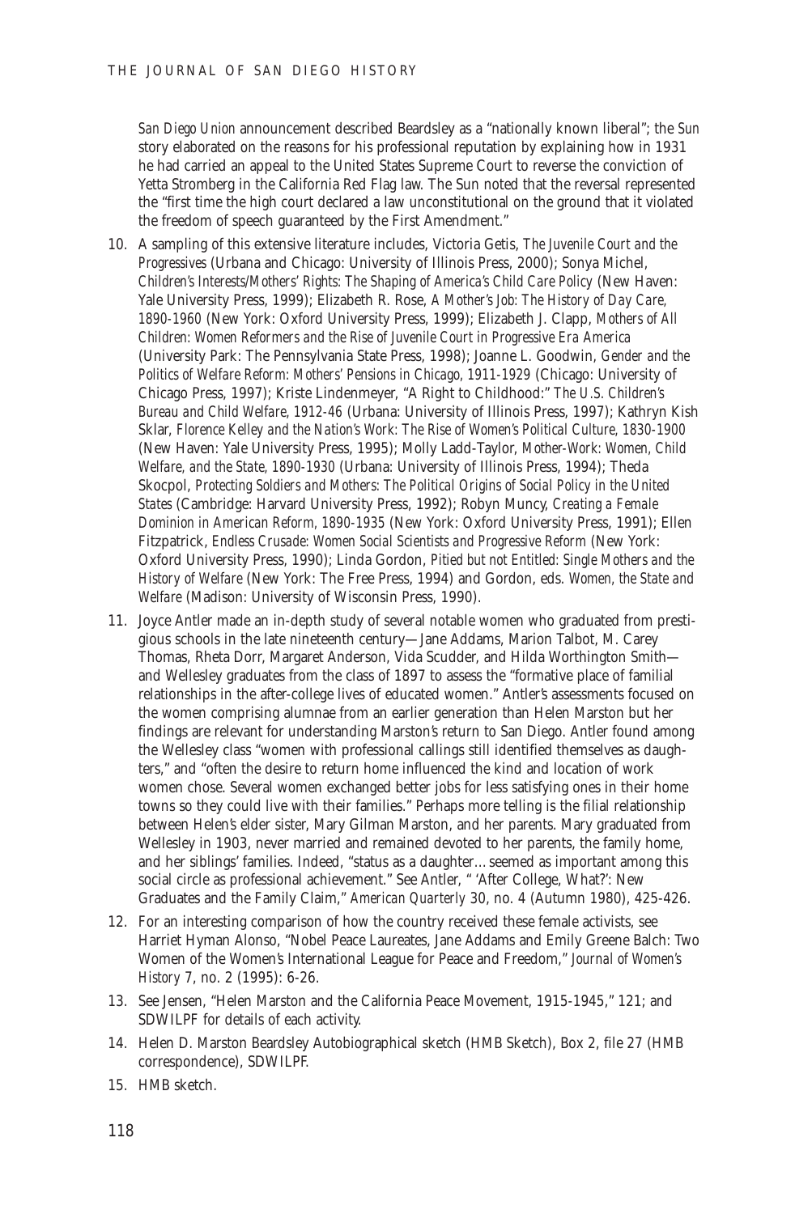*San Diego Union* announcement described Beardsley as a "nationally known liberal"; the *Sun* story elaborated on the reasons for his professional reputation by explaining how in 1931 he had carried an appeal to the United States Supreme Court to reverse the conviction of Yetta Stromberg in the California Red Flag law. The Sun noted that the reversal represented the "first time the high court declared a law unconstitutional on the ground that it violated the freedom of speech guaranteed by the First Amendment."

10. A sampling of this extensive literature includes, Victoria Getis, *The Juvenile Court and the Progressives* (Urbana and Chicago: University of Illinois Press, 2000); Sonya Michel, *Children's Interests/Mothers' Rights: The Shaping of America's Child Care Policy* (New Haven: Yale University Press, 1999); Elizabeth R. Rose, *A Mother's Job: The History of Day Care, 1890-1960* (New York: Oxford University Press, 1999); Elizabeth J. Clapp, *Mothers of All Children: Women Reformers and the Rise of Juvenile Court in Progressive Era America* (University Park: The Pennsylvania State Press, 1998); Joanne L. Goodwin, *Gender and the Politics of Welfare Reform: Mothers' Pensions in Chicago, 1911-1929* (Chicago: University of Chicago Press, 1997); Kriste Lindenmeyer, "A Right to Childhood:" *The U.S. Children's Bureau and Child Welfare, 1912-46* (Urbana: University of Illinois Press, 1997); Kathryn Kish Sklar, *Florence Kelley and the Nation's Work: The Rise of Women's Political Culture, 1830-1900* (New Haven: Yale University Press, 1995); Molly Ladd-Taylor, *Mother-Work: Women, Child Welfare, and the State, 1890-1930* (Urbana: University of Illinois Press, 1994); Theda Skocpol, *Protecting Soldiers and Mothers: The Political Origins of Social Policy in the United States* (Cambridge: Harvard University Press, 1992); Robyn Muncy, *Creating a Female Dominion in American Reform, 1890-1935* (New York: Oxford University Press, 1991); Ellen Fitzpatrick, *Endless Crusade: Women Social Scientists and Progressive Reform* (New York: Oxford University Press, 1990); Linda Gordon, *Pitied but not Entitled: Single Mothers and the History of Welfare* (New York: The Free Press, 1994) and Gordon, eds. *Women, the State and Welfare* (Madison: University of Wisconsin Press, 1990).

11. Joyce Antler made an in-depth study of several notable women who graduated from prestigious schools in the late nineteenth century—Jane Addams, Marion Talbot, M. Carey Thomas, Rheta Dorr, Margaret Anderson, Vida Scudder, and Hilda Worthington Smith—and Wellesley graduates from the class of 1897 to assess the "formative place of familial relationships in the after-college lives of educated women." Antler's assessments focused on the women comprising alumnae from an earlier generation than Helen Marston but her findings are relevant for understanding Marston's return to San Diego. Antler found among the Wellesley class "women with professional callings still identified themselves as daughters," and "often the desire to return home influenced the kind and location of work women chose. Several women exchanged better jobs for less satisfying ones in their home towns so they could live with their families." Perhaps more telling is the filial relationship between Helen's elder sister, Mary Gilman Marston, and her parents. Mary graduated from Wellesley in 1903, never married and remained devoted to her parents, the family home, and her siblings' families. Indeed, "status as a daughter…seemed as important among this social circle as professional achievement." See Antler, " 'After College, What?': New Graduates and the Family Claim," *American Quarterly* 30, no. 4 (Autumn 1980), 425-426.

12. For an interesting comparison of how the country received these female activists, see Harriet Hyman Alonso, "Nobel Peace Laureates, Jane Addams and Emily Greene Balch: Two Women of the Women's International League for Peace and Freedom," *Journal of Women's History* 7, no. 2 (1995): 6-26.

13. See Jensen, "Helen Marston and the California Peace Movement, 1915-1945," 121; and SDWILPF for details of each activity.

14. Helen D. Marston Beardsley Autobiographical sketch (HMB Sketch), Box 2, file 27 (HMB correspondence), SDWILPF.

15. HMB sketch.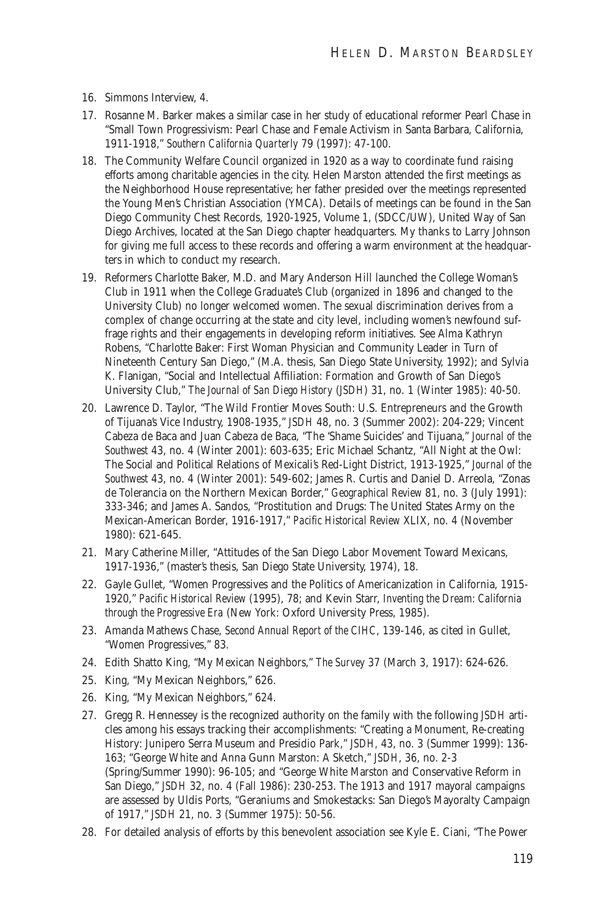16. Simmons Interview, 4.
17. Rosanne M. Barker makes a similar case in her study of educational reformer Pearl Chase in "Small Town Progressivism: Pearl Chase and Female Activism in Santa Barbara, California, 1911-1918," *Southern California Quarterly* 79 (1997): 47-100.
18. The Community Welfare Council organized in 1920 as a way to coordinate fund raising efforts among charitable agencies in the city. Helen Marston attended the first meetings as the Neighborhood House representative; her father presided over the meetings represented the Young Men's Christian Association (YMCA). Details of meetings can be found in the San Diego Community Chest Records, 1920-1925, Volume 1, (SDCC/UW), United Way of San Diego Archives, located at the San Diego chapter headquarters. My thanks to Larry Johnson for giving me full access to these records and offering a warm environment at the headquarters in which to conduct my research.
19. Reformers Charlotte Baker, M.D. and Mary Anderson Hill launched the College Woman's Club in 1911 when the College Graduate's Club (organized in 1896 and changed to the University Club) no longer welcomed women. The sexual discrimination derives from a complex of change occurring at the state and city level, including women's newfound suffrage rights and their engagements in developing reform initiatives. See Alma Kathryn Robens, "Charlotte Baker: First Woman Physician and Community Leader in Turn of Nineteenth Century San Diego," (M.A. thesis, San Diego State University, 1992); and Sylvia K. Flanigan, "Social and Intellectual Affiliation: Formation and Growth of San Diego's University Club," *The Journal of San Diego History (JSDH)* 31, no. 1 (Winter 1985): 40-50.
20. Lawrence D. Taylor, "The Wild Frontier Moves South: U.S. Entrepreneurs and the Growth of Tijuana's Vice Industry, 1908-1935," *JSDH* 48, no. 3 (Summer 2002): 204-229; Vincent Cabeza de Baca and Juan Cabeza de Baca, "The 'Shame Suicides' and Tijuana," *Journal of the Southwest* 43, no. 4 (Winter 2001): 603-635; Eric Michael Schantz, "All Night at the Owl: The Social and Political Relations of Mexicali's Red-Light District, 1913-1925," *Journal of the Southwest* 43, no. 4 (Winter 2001): 549-602; James R. Curtis and Daniel D. Arreola, "Zonas de Tolerancia on the Northern Mexican Border," *Geographical Review* 81, no. 3 (July 1991): 333-346; and James A. Sandos, "Prostitution and Drugs: The United States Army on the Mexican-American Border, 1916-1917," *Pacific Historical Review* XLIX, no. 4 (November 1980): 621-645.
21. Mary Catherine Miller, "Attitudes of the San Diego Labor Movement Toward Mexicans, 1917-1936," (master's thesis, San Diego State University, 1974), 18.
22. Gayle Gullet, "Women Progressives and the Politics of Americanization in California, 1915-1920," *Pacific Historical Review* (1995), 78; and Kevin Starr, *Inventing the Dream: California through the Progressive Era* (New York: Oxford University Press, 1985).
23. Amanda Mathews Chase, *Second Annual Report of the CIHC*, 139-146, as cited in Gullet, "Women Progressives," 83.
24. Edith Shatto King, "My Mexican Neighbors," *The Survey* 37 (March 3, 1917): 624-626.
25. King, "My Mexican Neighbors," 626.
26. King, "My Mexican Neighbors," 624.
27. Gregg R. Hennessey is the recognized authority on the family with the following *JSDH* articles among his essays tracking their accomplishments: "Creating a Monument, Re-creating History: Junipero Serra Museum and Presidio Park," *JSDH*, 43, no. 3 (Summer 1999): 136-163; "George White and Anna Gunn Marston: A Sketch," *JSDH*, 36, no. 2-3 (Spring/Summer 1990): 96-105; and "George White Marston and Conservative Reform in San Diego," *JSDH* 32, no. 4 (Fall 1986): 230-253. The 1913 and 1917 mayoral campaigns are assessed by Uldis Ports, "Geraniums and Smokestacks: San Diego's Mayoralty Campaign of 1917," *JSDH* 21, no. 3 (Summer 1975): 50-56.
28. For detailed analysis of efforts by this benevolent association see Kyle E. Ciani, "The Power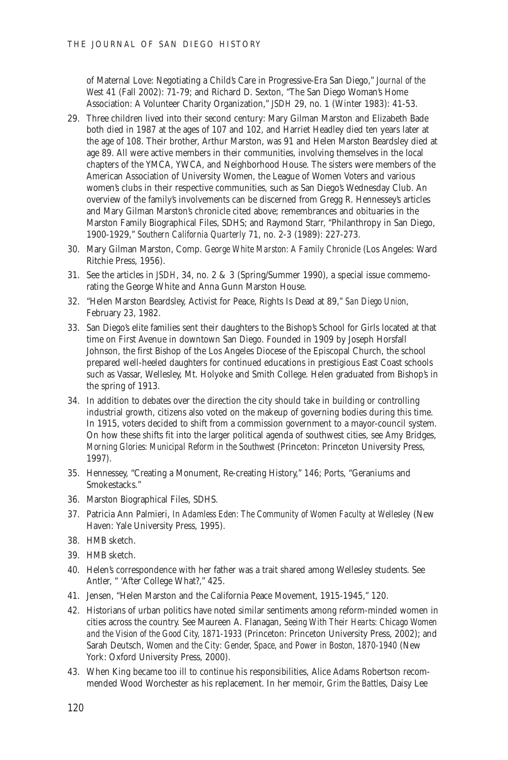of Maternal Love: Negotiating a Child's Care in Progressive-Era San Diego," *Journal of the West* 41 (Fall 2002): 71-79; and Richard D. Sexton, "The San Diego Woman's Home Association: A Volunteer Charity Organization," *JSDH* 29, no. 1 (Winter 1983): 41-53.

29. Three children lived into their second century: Mary Gilman Marston and Elizabeth Bade both died in 1987 at the ages of 107 and 102, and Harriet Headley died ten years later at the age of 108. Their brother, Arthur Marston, was 91 and Helen Marston Beardsley died at age 89. All were active members in their communities, involving themselves in the local chapters of the YMCA, YWCA, and Neighborhood House. The sisters were members of the American Association of University Women, the League of Women Voters and various women's clubs in their respective communities, such as San Diego's Wednesday Club. An overview of the family's involvements can be discerned from Gregg R. Hennessey's articles and Mary Gilman Marston's chronicle cited above; remembrances and obituaries in the Marston Family Biographical Files, SDHS; and Raymond Starr, "Philanthropy in San Diego, 1900-1929," *Southern California Quarterly* 71, no. 2-3 (1989): 227-273.
30. Mary Gilman Marston, Comp. *George White Marston: A Family Chronicle* (Los Angeles: Ward Ritchie Press, 1956).
31. See the articles in *JSDH*, 34, no. 2 & 3 (Spring/Summer 1990), a special issue commemorating the George White and Anna Gunn Marston House.
32. "Helen Marston Beardsley, Activist for Peace, Rights Is Dead at 89," *San Diego Union*, February 23, 1982.
33. San Diego's elite families sent their daughters to the Bishop's School for Girls located at that time on First Avenue in downtown San Diego. Founded in 1909 by Joseph Horsfall Johnson, the first Bishop of the Los Angeles Diocese of the Episcopal Church, the school prepared well-heeled daughters for continued educations in prestigious East Coast schools such as Vassar, Wellesley, Mt. Holyoke and Smith College. Helen graduated from Bishop's in the spring of 1913.
34. In addition to debates over the direction the city should take in building or controlling industrial growth, citizens also voted on the makeup of governing bodies during this time. In 1915, voters decided to shift from a commission government to a mayor-council system. On how these shifts fit into the larger political agenda of southwest cities, see Amy Bridges, *Morning Glories: Municipal Reform in the Southwest* (Princeton: Princeton University Press, 1997).
35. Hennessey, "Creating a Monument, Re-creating History," 146; Ports, "Geraniums and Smokestacks."
36. Marston Biographical Files, SDHS.
37. Patricia Ann Palmieri, *In Adamless Eden: The Community of Women Faculty at Wellesley* (New Haven: Yale University Press, 1995).
38. HMB sketch.
39. HMB sketch.
40. Helen's correspondence with her father was a trait shared among Wellesley students. See Antler, " 'After College What?," 425.
41. Jensen, "Helen Marston and the California Peace Movement, 1915-1945," 120.
42. Historians of urban politics have noted similar sentiments among reform-minded women in cities across the country. See Maureen A. Flanagan, *Seeing With Their Hearts: Chicago Women and the Vision of the Good City, 1871-1933* (Princeton: Princeton University Press, 2002); and Sarah Deutsch, *Women and the City: Gender, Space, and Power in Boston, 1870-1940* (New York: Oxford University Press, 2000).
43. When King became too ill to continue his responsibilities, Alice Adams Robertson recommended Wood Worchester as his replacement. In her memoir, *Grim the Battles*, Daisy Lee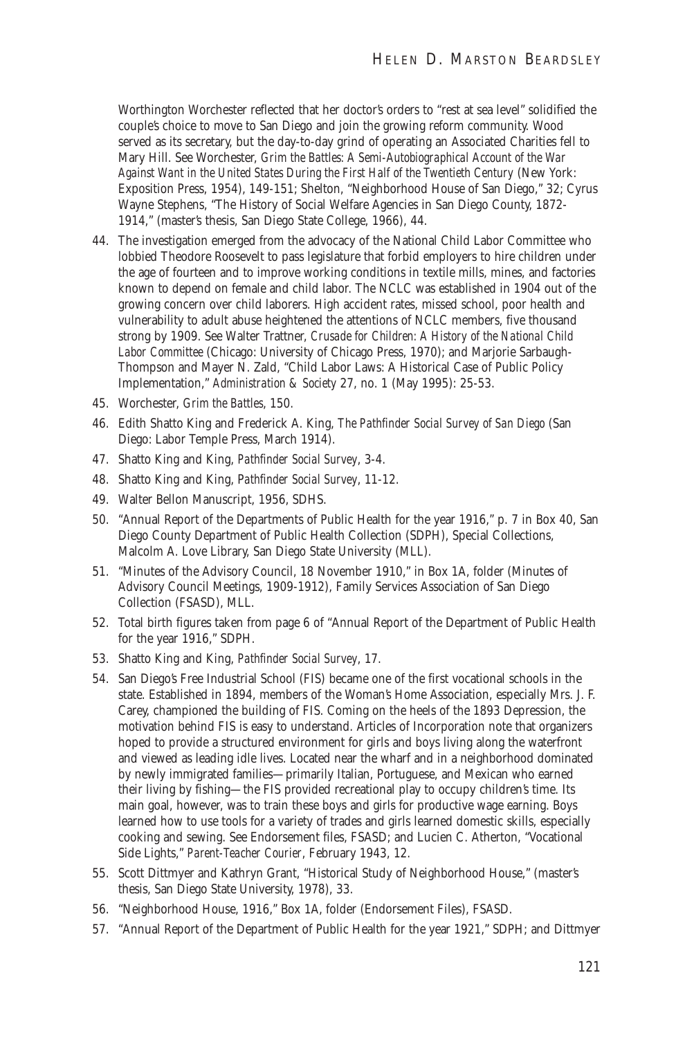Worthington Worchester reflected that her doctor's orders to "rest at sea level" solidified the couple's choice to move to San Diego and join the growing reform community. Wood served as its secretary, but the day-to-day grind of operating an Associated Charities fell to Mary Hill. See Worchester, *Grim the Battles: A Semi-Autobiographical Account of the War Against Want in the United States During the First Half of the Twentieth Century* (New York: Exposition Press, 1954), 149-151; Shelton, "Neighborhood House of San Diego," 32; Cyrus Wayne Stephens, "The History of Social Welfare Agencies in San Diego County, 1872-1914," (master's thesis, San Diego State College, 1966), 44.

44. The investigation emerged from the advocacy of the National Child Labor Committee who lobbied Theodore Roosevelt to pass legislature that forbid employers to hire children under the age of fourteen and to improve working conditions in textile mills, mines, and factories known to depend on female and child labor. The NCLC was established in 1904 out of the growing concern over child laborers. High accident rates, missed school, poor health and vulnerability to adult abuse heightened the attentions of NCLC members, five thousand strong by 1909. See Walter Trattner, *Crusade for Children: A History of the National Child Labor Committee* (Chicago: University of Chicago Press, 1970); and Marjorie Sarbaugh-Thompson and Mayer N. Zald, "Child Labor Laws: A Historical Case of Public Policy Implementation," *Administration & Society* 27, no. 1 (May 1995): 25-53.
45. Worchester, *Grim the Battles*, 150.
46. Edith Shatto King and Frederick A. King, *The Pathfinder Social Survey of San Diego* (San Diego: Labor Temple Press, March 1914).
47. Shatto King and King, *Pathfinder Social Survey*, 3-4.
48. Shatto King and King, *Pathfinder Social Survey*, 11-12.
49. Walter Bellon Manuscript, 1956, SDHS.
50. "Annual Report of the Departments of Public Health for the year 1916," p. 7 in Box 40, San Diego County Department of Public Health Collection (SDPH), Special Collections, Malcolm A. Love Library, San Diego State University (MLL).
51. "Minutes of the Advisory Council, 18 November 1910," in Box 1A, folder (Minutes of Advisory Council Meetings, 1909-1912), Family Services Association of San Diego Collection (FSASD), MLL.
52. Total birth figures taken from page 6 of "Annual Report of the Department of Public Health for the year 1916," SDPH.
53. Shatto King and King, *Pathfinder Social Survey*, 17.
54. San Diego's Free Industrial School (FIS) became one of the first vocational schools in the state. Established in 1894, members of the Woman's Home Association, especially Mrs. J. F. Carey, championed the building of FIS. Coming on the heels of the 1893 Depression, the motivation behind FIS is easy to understand. Articles of Incorporation note that organizers hoped to provide a structured environment for girls and boys living along the waterfront and viewed as leading idle lives. Located near the wharf and in a neighborhood dominated by newly immigrated families—primarily Italian, Portuguese, and Mexican who earned their living by fishing—the FIS provided recreational play to occupy children's time. Its main goal, however, was to train these boys and girls for productive wage earning. Boys learned how to use tools for a variety of trades and girls learned domestic skills, especially cooking and sewing. See Endorsement files, FSASD; and Lucien C. Atherton, "Vocational Side Lights," *Parent-Teacher Courier*, February 1943, 12.
55. Scott Dittmyer and Kathryn Grant, "Historical Study of Neighborhood House," (master's thesis, San Diego State University, 1978), 33.
56. "Neighborhood House, 1916," Box 1A, folder (Endorsement Files), FSASD.
57. "Annual Report of the Department of Public Health for the year 1921," SDPH; and Dittmyer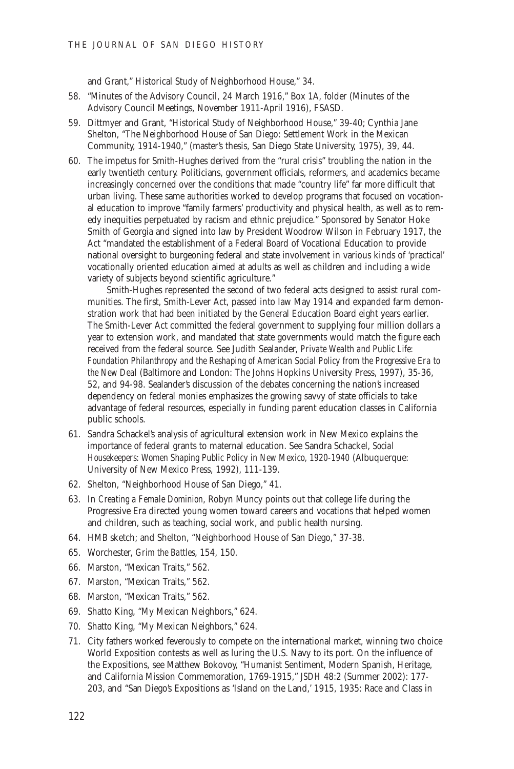and Grant," Historical Study of Neighborhood House," 34.

58. "Minutes of the Advisory Council, 24 March 1916," Box 1A, folder (Minutes of the Advisory Council Meetings, November 1911-April 1916), FSASD.

59. Dittmyer and Grant, "Historical Study of Neighborhood House," 39-40; Cynthia Jane Shelton, "The Neighborhood House of San Diego: Settlement Work in the Mexican Community, 1914-1940," (master's thesis, San Diego State University, 1975), 39, 44.

60. The impetus for Smith-Hughes derived from the "rural crisis" troubling the nation in the early twentieth century. Politicians, government officials, reformers, and academics became increasingly concerned over the conditions that made "country life" far more difficult that urban living. These same authorities worked to develop programs that focused on vocational education to improve "family farmers' productivity and physical health, as well as to remedy inequities perpetuated by racism and ethnic prejudice." Sponsored by Senator Hoke Smith of Georgia and signed into law by President Woodrow Wilson in February 1917, the Act "mandated the establishment of a Federal Board of Vocational Education to provide national oversight to burgeoning federal and state involvement in various kinds of 'practical' vocationally oriented education aimed at adults as well as children and including a wide variety of subjects beyond scientific agriculture."

    Smith-Hughes represented the second of two federal acts designed to assist rural communities. The first, Smith-Lever Act, passed into law May 1914 and expanded farm demonstration work that had been initiated by the General Education Board eight years earlier. The Smith-Lever Act committed the federal government to supplying four million dollars a year to extension work, and mandated that state governments would match the figure each received from the federal source. See Judith Sealander, *Private Wealth and Public Life: Foundation Philanthropy and the Reshaping of American Social Policy from the Progressive Era to the New Deal* (Baltimore and London: The Johns Hopkins University Press, 1997), 35-36, 52, and 94-98. Sealander's discussion of the debates concerning the nation's increased dependency on federal monies emphasizes the growing savvy of state officials to take advantage of federal resources, especially in funding parent education classes in California public schools.

61. Sandra Schackel's analysis of agricultural extension work in New Mexico explains the importance of federal grants to maternal education. See Sandra Schackel, *Social Housekeepers: Women Shaping Public Policy in New Mexico, 1920-1940* (Albuquerque: University of New Mexico Press, 1992), 111-139.

62. Shelton, "Neighborhood House of San Diego," 41.

63. In *Creating a Female Dominion*, Robyn Muncy points out that college life during the Progressive Era directed young women toward careers and vocations that helped women and children, such as teaching, social work, and public health nursing.

64. HMB sketch; and Shelton, "Neighborhood House of San Diego," 37-38.

65. Worchester, *Grim the Battles*, 154, 150.

66. Marston, "Mexican Traits," 562.

67. Marston, "Mexican Traits," 562.

68. Marston, "Mexican Traits," 562.

69. Shatto King, "My Mexican Neighbors," 624.

70. Shatto King, "My Mexican Neighbors," 624.

71. City fathers worked feverously to compete on the international market, winning two choice World Exposition contests as well as luring the U.S. Navy to its port. On the influence of the Expositions, see Matthew Bokovoy, "Humanist Sentiment, Modern Spanish, Heritage, and California Mission Commemoration, 1769-1915," *JSDH* 48:2 (Summer 2002): 177-203, and "San Diego's Expositions as 'Island on the Land,' 1915, 1935: Race and Class in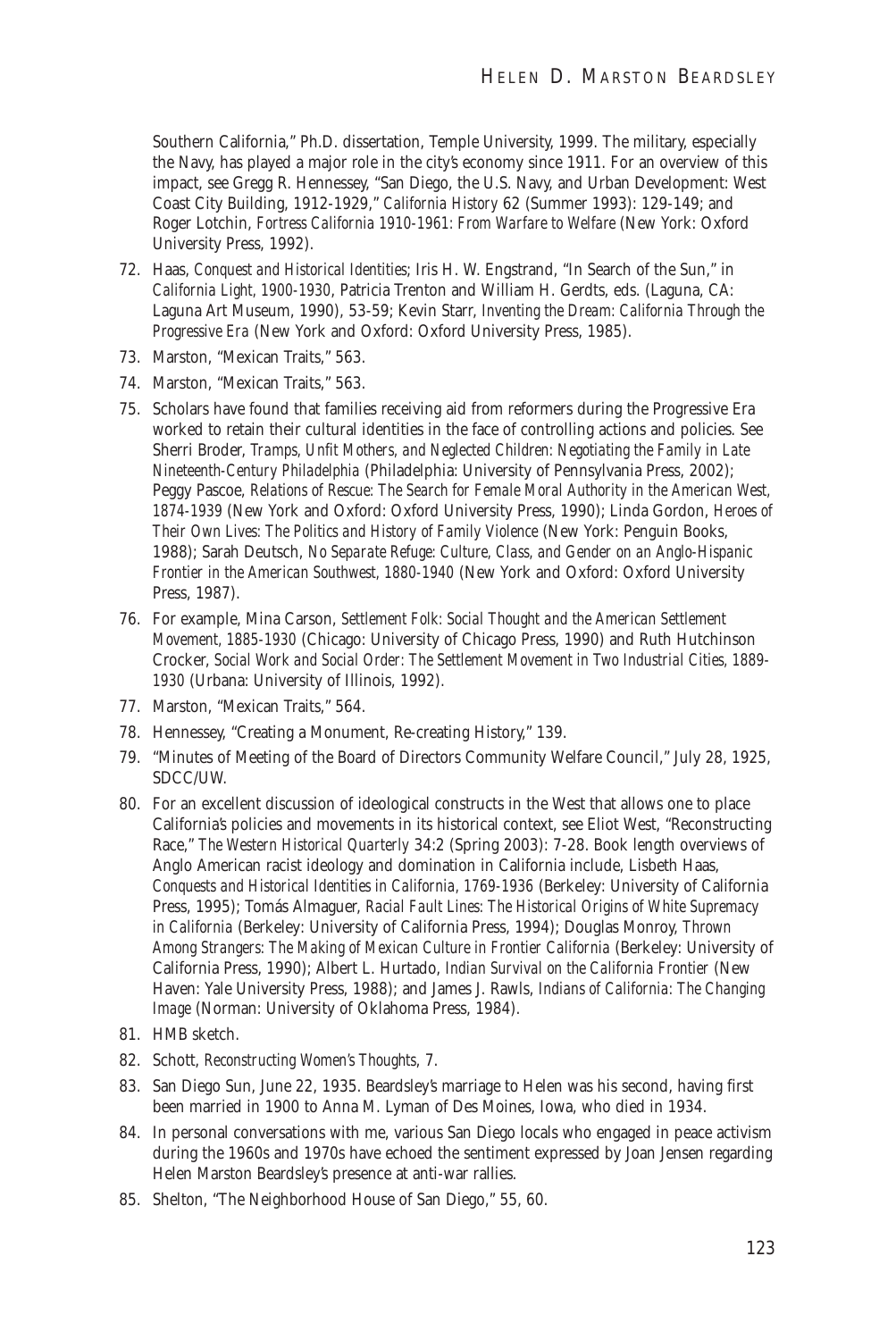Southern California," Ph.D. dissertation, Temple University, 1999. The military, especially the Navy, has played a major role in the city's economy since 1911. For an overview of this impact, see Gregg R. Hennessey, "San Diego, the U.S. Navy, and Urban Development: West Coast City Building, 1912-1929," *California History* 62 (Summer 1993): 129-149; and Roger Lotchin, *Fortress California 1910-1961: From Warfare to Welfare* (New York: Oxford University Press, 1992).

72. Haas, *Conquest and Historical Identities*; Iris H. W. Engstrand, "In Search of the Sun," in *California Light, 1900-1930*, Patricia Trenton and William H. Gerdts, eds. (Laguna, CA: Laguna Art Museum, 1990), 53-59; Kevin Starr, *Inventing the Dream: California Through the Progressive Era* (New York and Oxford: Oxford University Press, 1985).
73. Marston, "Mexican Traits," 563.
74. Marston, "Mexican Traits," 563.
75. Scholars have found that families receiving aid from reformers during the Progressive Era worked to retain their cultural identities in the face of controlling actions and policies. See Sherri Broder, *Tramps, Unfit Mothers, and Neglected Children: Negotiating the Family in Late Nineteenth-Century Philadelphia* (Philadelphia: University of Pennsylvania Press, 2002); Peggy Pascoe, *Relations of Rescue: The Search for Female Moral Authority in the American West, 1874-1939* (New York and Oxford: Oxford University Press, 1990); Linda Gordon, *Heroes of Their Own Lives: The Politics and History of Family Violence* (New York: Penguin Books, 1988); Sarah Deutsch, *No Separate Refuge: Culture, Class, and Gender on an Anglo-Hispanic Frontier in the American Southwest, 1880-1940* (New York and Oxford: Oxford University Press, 1987).
76. For example, Mina Carson, *Settlement Folk: Social Thought and the American Settlement Movement, 1885-1930* (Chicago: University of Chicago Press, 1990) and Ruth Hutchinson Crocker, *Social Work and Social Order: The Settlement Movement in Two Industrial Cities, 1889-1930* (Urbana: University of Illinois, 1992).
77. Marston, "Mexican Traits," 564.
78. Hennessey, "Creating a Monument, Re-creating History," 139.
79. "Minutes of Meeting of the Board of Directors Community Welfare Council," July 28, 1925, SDCC/UW.
80. For an excellent discussion of ideological constructs in the West that allows one to place California's policies and movements in its historical context, see Eliot West, "Reconstructing Race," *The Western Historical Quarterly* 34:2 (Spring 2003): 7-28. Book length overviews of Anglo American racist ideology and domination in California include, Lisbeth Haas, *Conquests and Historical Identities in California, 1769-1936* (Berkeley: University of California Press, 1995); Tomás Almaguer, *Racial Fault Lines: The Historical Origins of White Supremacy in California* (Berkeley: University of California Press, 1994); Douglas Monroy, *Thrown Among Strangers: The Making of Mexican Culture in Frontier California* (Berkeley: University of California Press, 1990); Albert L. Hurtado, *Indian Survival on the California Frontier* (New Haven: Yale University Press, 1988); and James J. Rawls, *Indians of California: The Changing Image* (Norman: University of Oklahoma Press, 1984).
81. HMB sketch.
82. Schott, *Reconstructing Women's Thoughts*, 7.
83. San Diego Sun, June 22, 1935. Beardsley's marriage to Helen was his second, having first been married in 1900 to Anna M. Lyman of Des Moines, Iowa, who died in 1934.
84. In personal conversations with me, various San Diego locals who engaged in peace activism during the 1960s and 1970s have echoed the sentiment expressed by Joan Jensen regarding Helen Marston Beardsley's presence at anti-war rallies.
85. Shelton, "The Neighborhood House of San Diego," 55, 60.